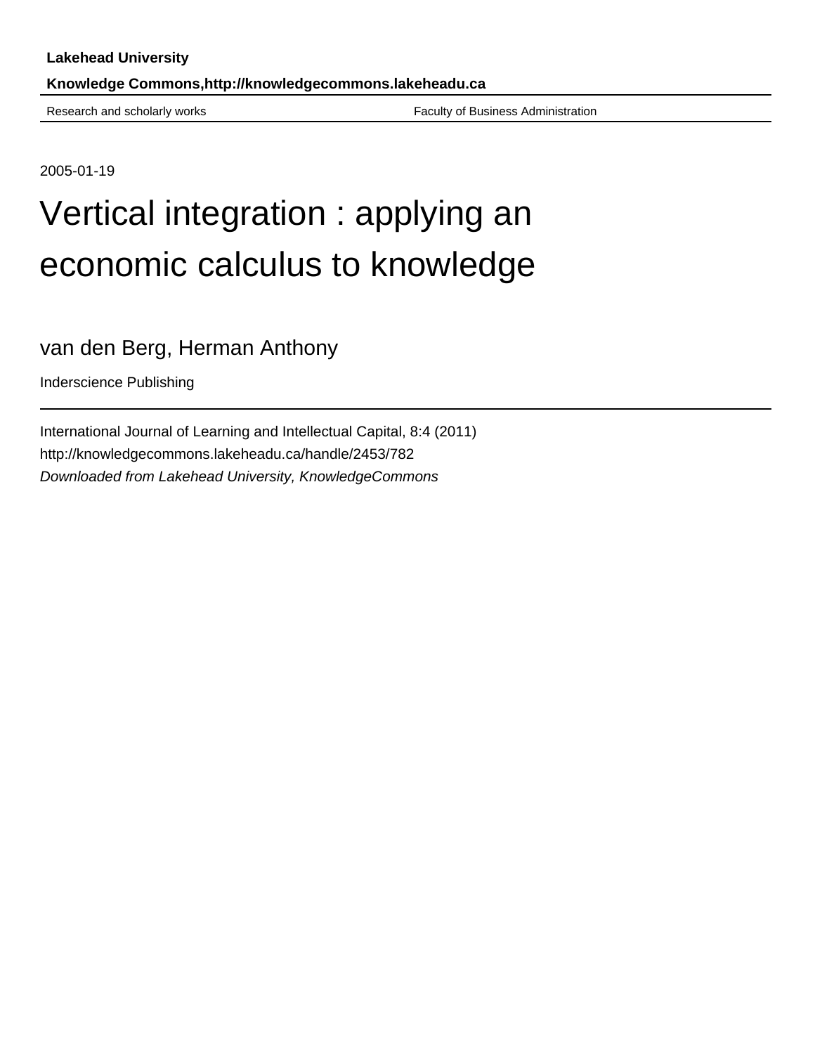**Lakehead University**

**Knowledge Commons,http://knowledgecommons.lakeheadu.ca**

Research and scholarly works | Faculty of Business Administration

2005-01-19

# Vertical integration : applying an economic calculus to knowledge

van den Berg, Herman Anthony

Inderscience Publishing

International Journal of Learning and Intellectual Capital, 8:4 (2011)
http://knowledgecommons.lakeheadu.ca/handle/2453/782
*Downloaded from Lakehead University, KnowledgeCommons*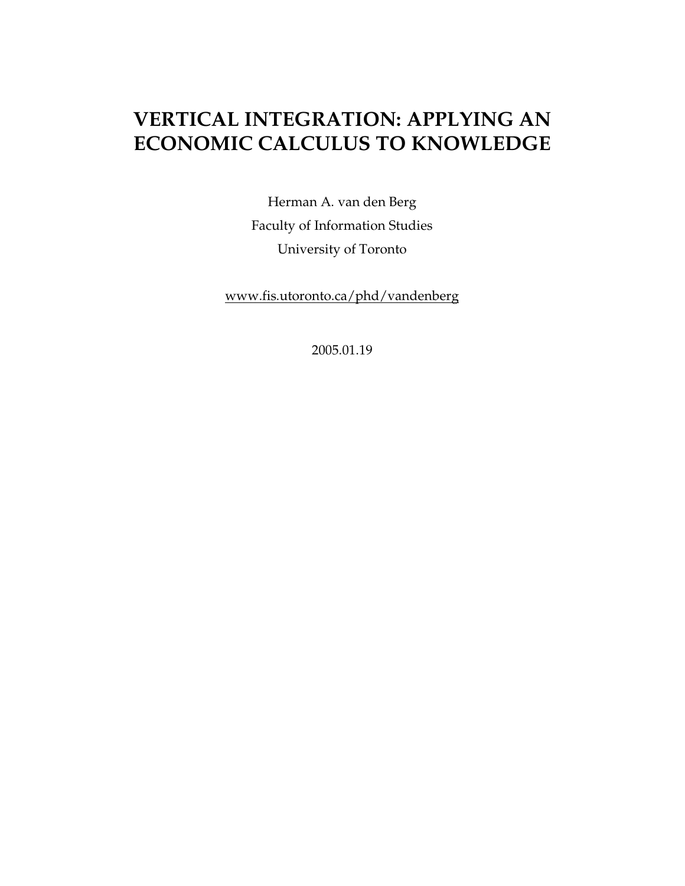# VERTICAL INTEGRATION: APPLYING AN ECONOMIC CALCULUS TO KNOWLEDGE

Herman A. van den Berg

Faculty of Information Studies

University of Toronto

www.fis.utoronto.ca/phd/vandenberg

2005.01.19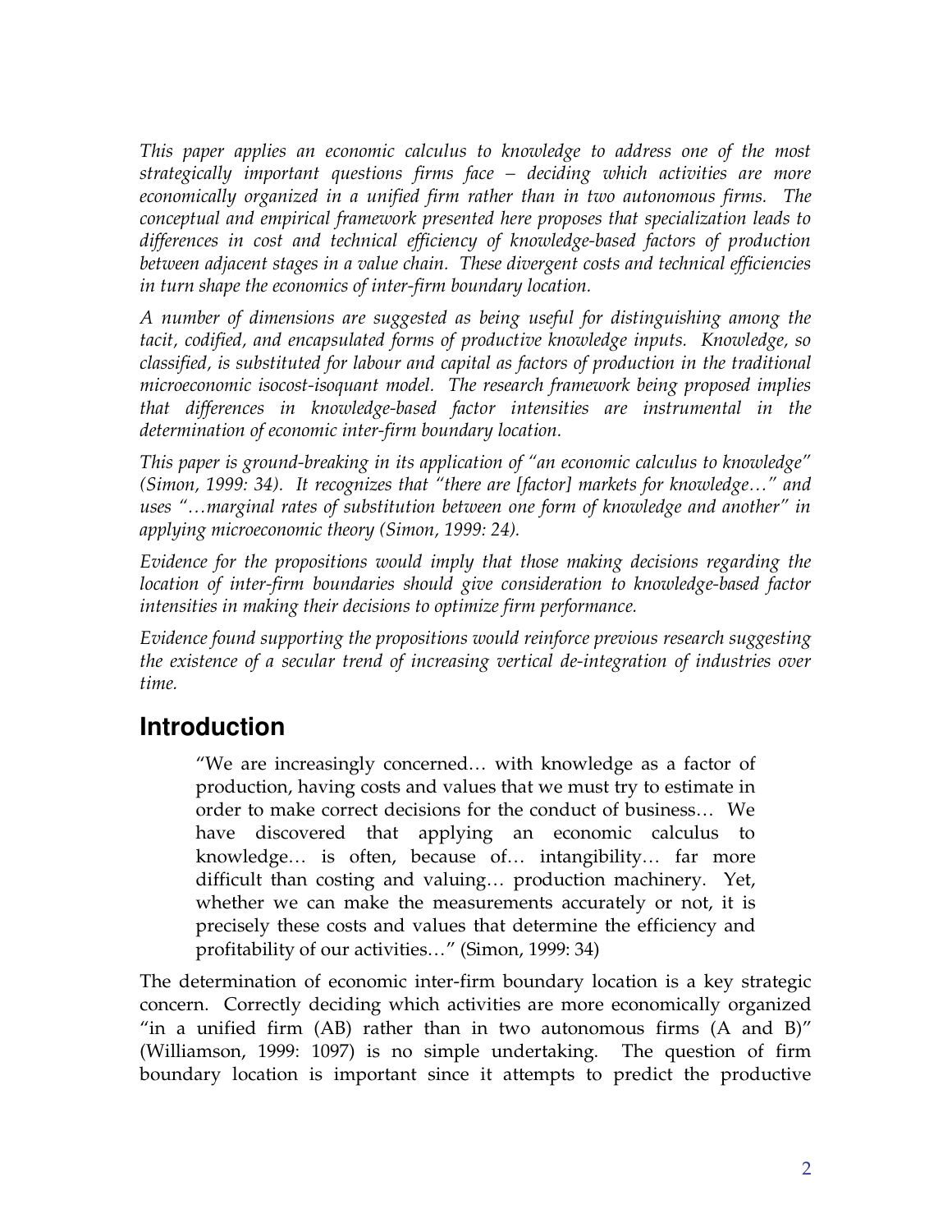*This paper applies an economic calculus to knowledge to address one of the most strategically important questions firms face – deciding which activities are more economically organized in a unified firm rather than in two autonomous firms. The conceptual and empirical framework presented here proposes that specialization leads to differences in cost and technical efficiency of knowledge-based factors of production between adjacent stages in a value chain. These divergent costs and technical efficiencies in turn shape the economics of inter-firm boundary location.*

*A number of dimensions are suggested as being useful for distinguishing among the tacit, codified, and encapsulated forms of productive knowledge inputs. Knowledge, so classified, is substituted for labour and capital as factors of production in the traditional microeconomic isocost-isoquant model. The research framework being proposed implies that differences in knowledge-based factor intensities are instrumental in the determination of economic inter-firm boundary location.*

*This paper is ground-breaking in its application of "an economic calculus to knowledge" (Simon, 1999: 34). It recognizes that "there are [factor] markets for knowledge…" and uses "…marginal rates of substitution between one form of knowledge and another" in applying microeconomic theory (Simon, 1999: 24).*

*Evidence for the propositions would imply that those making decisions regarding the location of inter-firm boundaries should give consideration to knowledge-based factor intensities in making their decisions to optimize firm performance.*

*Evidence found supporting the propositions would reinforce previous research suggesting the existence of a secular trend of increasing vertical de-integration of industries over time.*

## Introduction

> "We are increasingly concerned… with knowledge as a factor of production, having costs and values that we must try to estimate in order to make correct decisions for the conduct of business… We have discovered that applying an economic calculus to knowledge… is often, because of… intangibility… far more difficult than costing and valuing… production machinery. Yet, whether we can make the measurements accurately or not, it is precisely these costs and values that determine the efficiency and profitability of our activities…" (Simon, 1999: 34)

The determination of economic inter-firm boundary location is a key strategic concern. Correctly deciding which activities are more economically organized "in a unified firm (AB) rather than in two autonomous firms (A and B)" (Williamson, 1999: 1097) is no simple undertaking. The question of firm boundary location is important since it attempts to predict the productive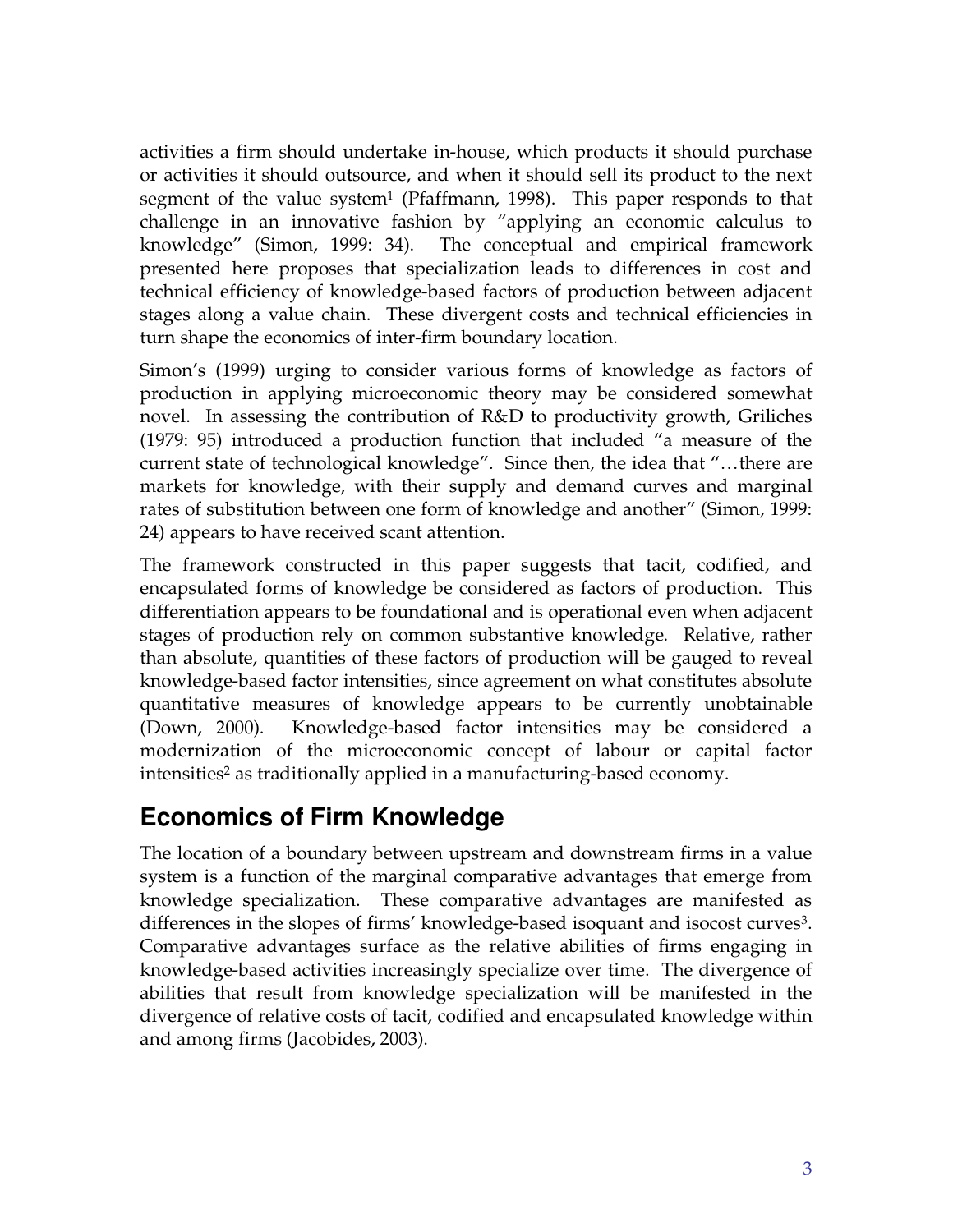activities a firm should undertake in-house, which products it should purchase or activities it should outsource, and when it should sell its product to the next segment of the value system[1] (Pfaffmann, 1998). This paper responds to that challenge in an innovative fashion by "applying an economic calculus to knowledge" (Simon, 1999: 34). The conceptual and empirical framework presented here proposes that specialization leads to differences in cost and technical efficiency of knowledge-based factors of production between adjacent stages along a value chain. These divergent costs and technical efficiencies in turn shape the economics of inter-firm boundary location.

Simon's (1999) urging to consider various forms of knowledge as factors of production in applying microeconomic theory may be considered somewhat novel. In assessing the contribution of R&D to productivity growth, Griliches (1979: 95) introduced a production function that included "a measure of the current state of technological knowledge". Since then, the idea that "…there are markets for knowledge, with their supply and demand curves and marginal rates of substitution between one form of knowledge and another" (Simon, 1999: 24) appears to have received scant attention.

The framework constructed in this paper suggests that tacit, codified, and encapsulated forms of knowledge be considered as factors of production. This differentiation appears to be foundational and is operational even when adjacent stages of production rely on common substantive knowledge. Relative, rather than absolute, quantities of these factors of production will be gauged to reveal knowledge-based factor intensities, since agreement on what constitutes absolute quantitative measures of knowledge appears to be currently unobtainable (Down, 2000). Knowledge-based factor intensities may be considered a modernization of the microeconomic concept of labour or capital factor intensities[2] as traditionally applied in a manufacturing-based economy.

## Economics of Firm Knowledge

The location of a boundary between upstream and downstream firms in a value system is a function of the marginal comparative advantages that emerge from knowledge specialization. These comparative advantages are manifested as differences in the slopes of firms' knowledge-based isoquant and isocost curves[3]. Comparative advantages surface as the relative abilities of firms engaging in knowledge-based activities increasingly specialize over time. The divergence of abilities that result from knowledge specialization will be manifested in the divergence of relative costs of tacit, codified and encapsulated knowledge within and among firms (Jacobides, 2003).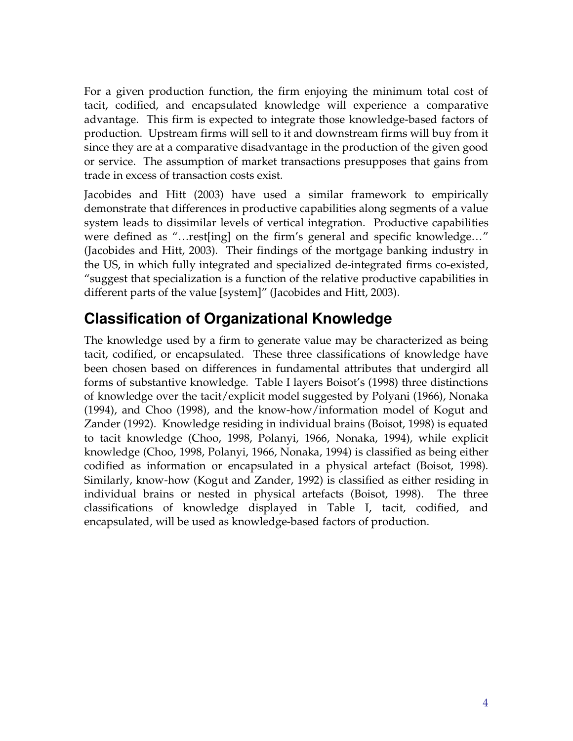For a given production function, the firm enjoying the minimum total cost of tacit, codified, and encapsulated knowledge will experience a comparative advantage. This firm is expected to integrate those knowledge-based factors of production. Upstream firms will sell to it and downstream firms will buy from it since they are at a comparative disadvantage in the production of the given good or service. The assumption of market transactions presupposes that gains from trade in excess of transaction costs exist.

Jacobides and Hitt (2003) have used a similar framework to empirically demonstrate that differences in productive capabilities along segments of a value system leads to dissimilar levels of vertical integration. Productive capabilities were defined as "…rest[ing] on the firm's general and specific knowledge…" (Jacobides and Hitt, 2003). Their findings of the mortgage banking industry in the US, in which fully integrated and specialized de-integrated firms co-existed, "suggest that specialization is a function of the relative productive capabilities in different parts of the value [system]" (Jacobides and Hitt, 2003).

## Classification of Organizational Knowledge

The knowledge used by a firm to generate value may be characterized as being tacit, codified, or encapsulated. These three classifications of knowledge have been chosen based on differences in fundamental attributes that undergird all forms of substantive knowledge. Table I layers Boisot's (1998) three distinctions of knowledge over the tacit/explicit model suggested by Polyani (1966), Nonaka (1994), and Choo (1998), and the know-how/information model of Kogut and Zander (1992). Knowledge residing in individual brains (Boisot, 1998) is equated to tacit knowledge (Choo, 1998, Polanyi, 1966, Nonaka, 1994), while explicit knowledge (Choo, 1998, Polanyi, 1966, Nonaka, 1994) is classified as being either codified as information or encapsulated in a physical artefact (Boisot, 1998). Similarly, know-how (Kogut and Zander, 1992) is classified as either residing in individual brains or nested in physical artefacts (Boisot, 1998). The three classifications of knowledge displayed in Table I, tacit, codified, and encapsulated, will be used as knowledge-based factors of production.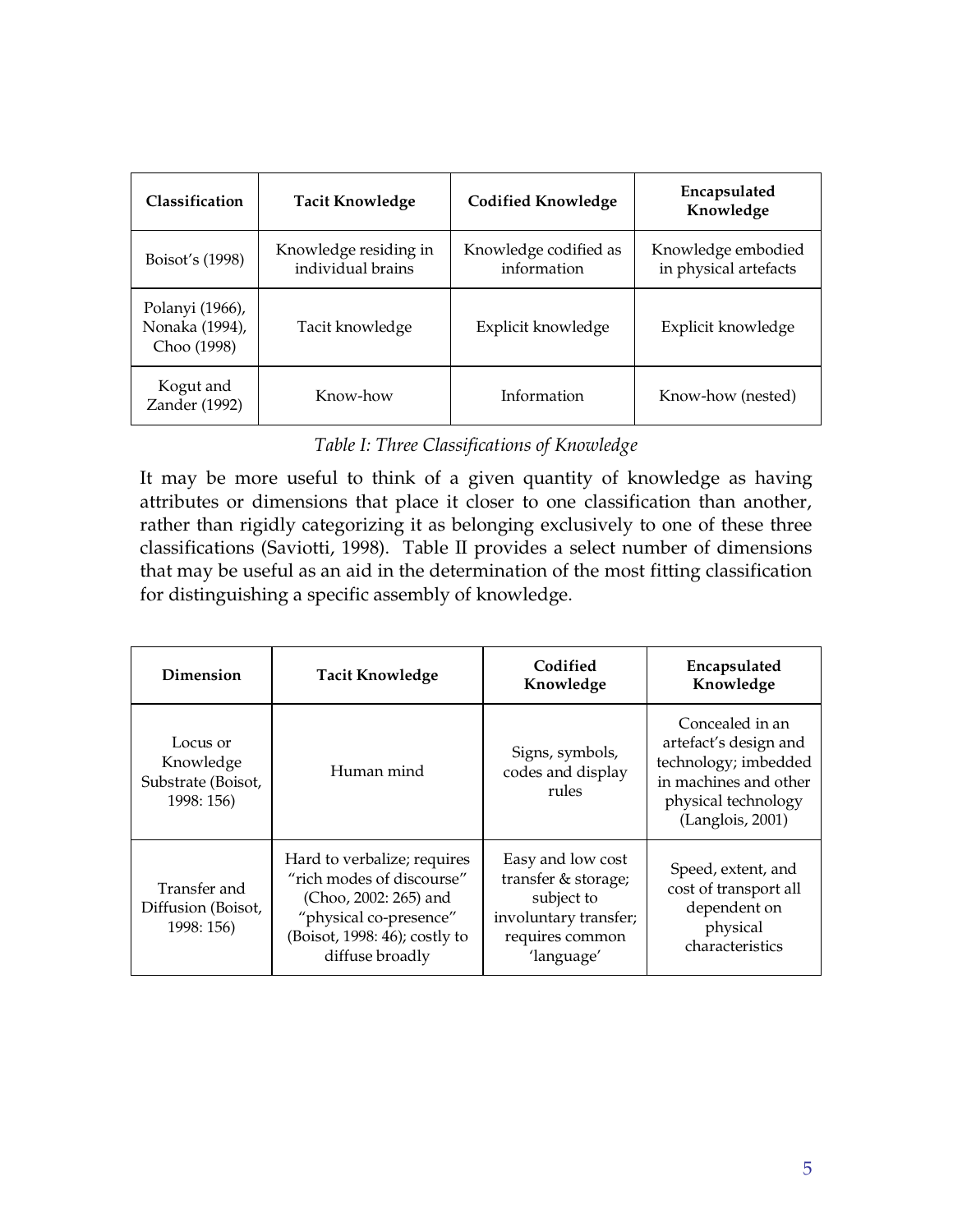| Classification | Tacit Knowledge | Codified Knowledge | Encapsulated Knowledge |
| --- | --- | --- | --- |
| Boisot's (1998) | Knowledge residing in individual brains | Knowledge codified as information | Knowledge embodied in physical artefacts |
| Polanyi (1966), Nonaka (1994), Choo (1998) | Tacit knowledge | Explicit knowledge | Explicit knowledge |
| Kogut and Zander (1992) | Know-how | Information | Know-how (nested) |

*Table I: Three Classifications of Knowledge*

It may be more useful to think of a given quantity of knowledge as having attributes or dimensions that place it closer to one classification than another, rather than rigidly categorizing it as belonging exclusively to one of these three classifications (Saviotti, 1998). Table II provides a select number of dimensions that may be useful as an aid in the determination of the most fitting classification for distinguishing a specific assembly of knowledge.

| Dimension | Tacit Knowledge | Codified Knowledge | Encapsulated Knowledge |
| --- | --- | --- | --- |
| Locus or Knowledge Substrate (Boisot, 1998: 156) | Human mind | Signs, symbols, codes and display rules | Concealed in an artefact's design and technology; imbedded in machines and other physical technology (Langlois, 2001) |
| Transfer and Diffusion (Boisot, 1998: 156) | Hard to verbalize; requires "rich modes of discourse" (Choo, 2002: 265) and "physical co-presence" (Boisot, 1998: 46); costly to diffuse broadly | Easy and low cost transfer & storage; subject to involuntary transfer; requires common 'language' | Speed, extent, and cost of transport all dependent on physical characteristics |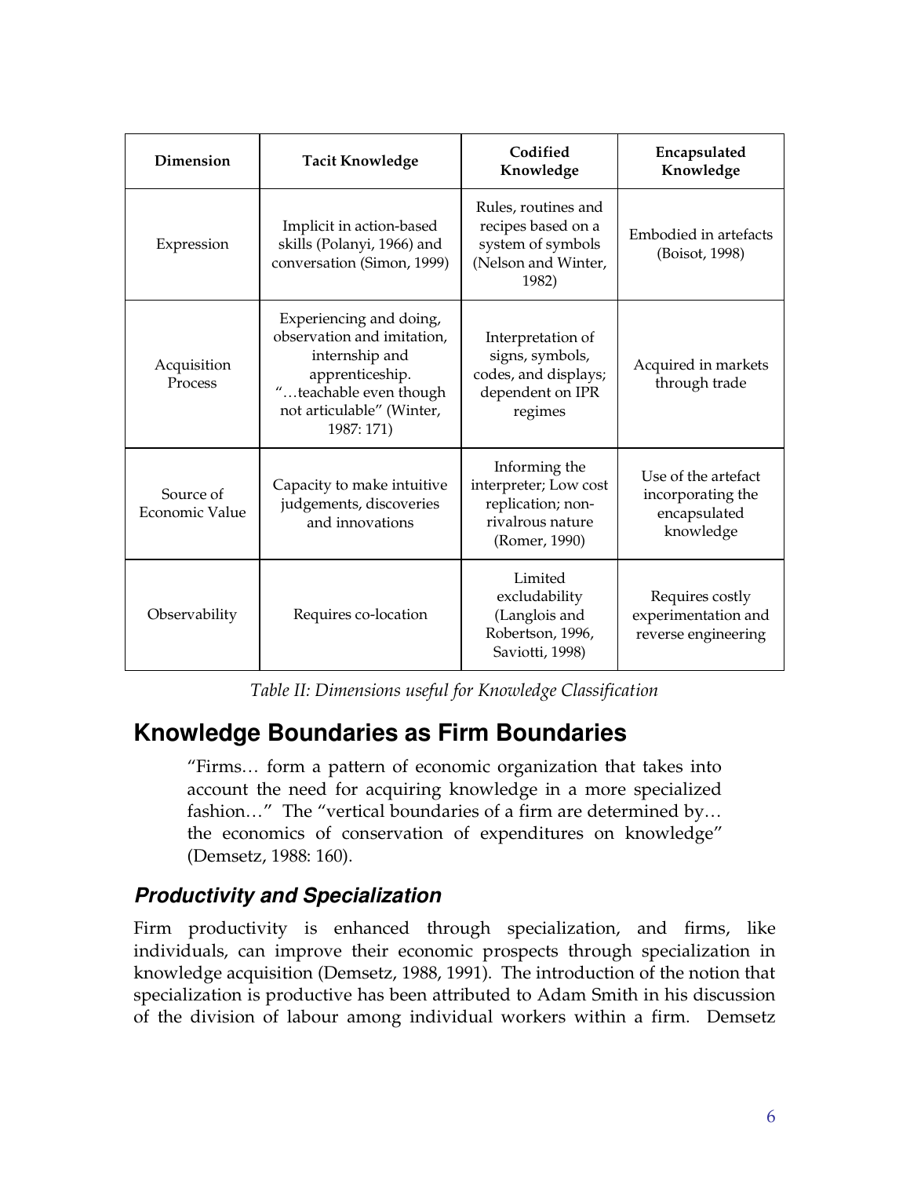| Dimension | Tacit Knowledge | Codified Knowledge | Encapsulated Knowledge |
|---|---|---|---|
| Expression | Implicit in action-based skills (Polanyi, 1966) and conversation (Simon, 1999) | Rules, routines and recipes based on a system of symbols (Nelson and Winter, 1982) | Embodied in artefacts (Boisot, 1998) |
| Acquisition Process | Experiencing and doing, observation and imitation, internship and apprenticeship. "…teachable even though not articulable" (Winter, 1987: 171) | Interpretation of signs, symbols, codes, and displays; dependent on IPR regimes | Acquired in markets through trade |
| Source of Economic Value | Capacity to make intuitive judgements, discoveries and innovations | Informing the interpreter; Low cost replication; non-rivalrous nature (Romer, 1990) | Use of the artefact incorporating the encapsulated knowledge |
| Observability | Requires co-location | Limited excludability (Langlois and Robertson, 1996, Saviotti, 1998) | Requires costly experimentation and reverse engineering |

*Table II: Dimensions useful for Knowledge Classification*

## Knowledge Boundaries as Firm Boundaries

> "Firms… form a pattern of economic organization that takes into account the need for acquiring knowledge in a more specialized fashion…" The "vertical boundaries of a firm are determined by… the economics of conservation of expenditures on knowledge" (Demsetz, 1988: 160).

### *Productivity and Specialization*

Firm productivity is enhanced through specialization, and firms, like individuals, can improve their economic prospects through specialization in knowledge acquisition (Demsetz, 1988, 1991). The introduction of the notion that specialization is productive has been attributed to Adam Smith in his discussion of the division of labour among individual workers within a firm. Demsetz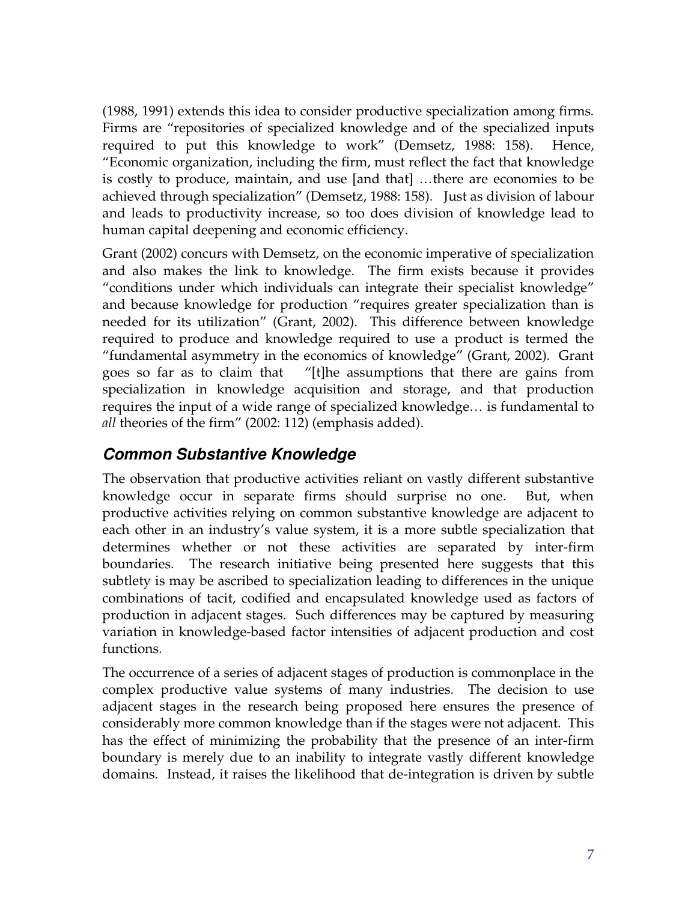(1988, 1991) extends this idea to consider productive specialization among firms. Firms are "repositories of specialized knowledge and of the specialized inputs required to put this knowledge to work" (Demsetz, 1988: 158). Hence, "Economic organization, including the firm, must reflect the fact that knowledge is costly to produce, maintain, and use [and that] …there are economies to be achieved through specialization" (Demsetz, 1988: 158). Just as division of labour and leads to productivity increase, so too does division of knowledge lead to human capital deepening and economic efficiency.

Grant (2002) concurs with Demsetz, on the economic imperative of specialization and also makes the link to knowledge. The firm exists because it provides "conditions under which individuals can integrate their specialist knowledge" and because knowledge for production "requires greater specialization than is needed for its utilization" (Grant, 2002). This difference between knowledge required to produce and knowledge required to use a product is termed the "fundamental asymmetry in the economics of knowledge" (Grant, 2002). Grant goes so far as to claim that "[t]he assumptions that there are gains from specialization in knowledge acquisition and storage, and that production requires the input of a wide range of specialized knowledge… is fundamental to *all* theories of the firm" (2002: 112) (emphasis added).

## *Common Substantive Knowledge*

The observation that productive activities reliant on vastly different substantive knowledge occur in separate firms should surprise no one. But, when productive activities relying on common substantive knowledge are adjacent to each other in an industry's value system, it is a more subtle specialization that determines whether or not these activities are separated by inter-firm boundaries. The research initiative being presented here suggests that this subtlety is may be ascribed to specialization leading to differences in the unique combinations of tacit, codified and encapsulated knowledge used as factors of production in adjacent stages. Such differences may be captured by measuring variation in knowledge-based factor intensities of adjacent production and cost functions.

The occurrence of a series of adjacent stages of production is commonplace in the complex productive value systems of many industries. The decision to use adjacent stages in the research being proposed here ensures the presence of considerably more common knowledge than if the stages were not adjacent. This has the effect of minimizing the probability that the presence of an inter-firm boundary is merely due to an inability to integrate vastly different knowledge domains. Instead, it raises the likelihood that de-integration is driven by subtle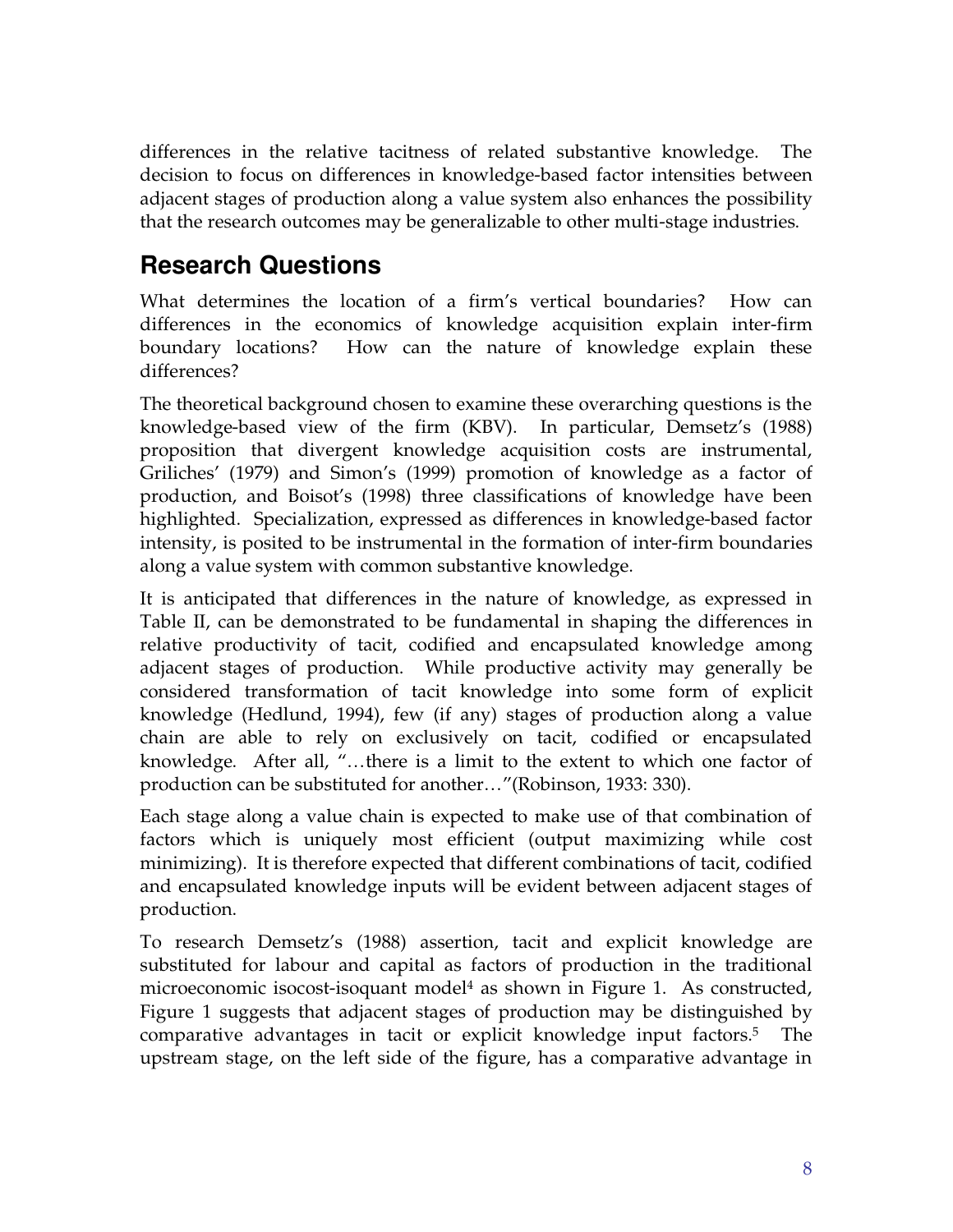differences in the relative tacitness of related substantive knowledge. The decision to focus on differences in knowledge-based factor intensities between adjacent stages of production along a value system also enhances the possibility that the research outcomes may be generalizable to other multi-stage industries.

## Research Questions

What determines the location of a firm's vertical boundaries? How can differences in the economics of knowledge acquisition explain inter-firm boundary locations? How can the nature of knowledge explain these differences?

The theoretical background chosen to examine these overarching questions is the knowledge-based view of the firm (KBV). In particular, Demsetz's (1988) proposition that divergent knowledge acquisition costs are instrumental, Griliches' (1979) and Simon's (1999) promotion of knowledge as a factor of production, and Boisot's (1998) three classifications of knowledge have been highlighted. Specialization, expressed as differences in knowledge-based factor intensity, is posited to be instrumental in the formation of inter-firm boundaries along a value system with common substantive knowledge.

It is anticipated that differences in the nature of knowledge, as expressed in Table II, can be demonstrated to be fundamental in shaping the differences in relative productivity of tacit, codified and encapsulated knowledge among adjacent stages of production. While productive activity may generally be considered transformation of tacit knowledge into some form of explicit knowledge (Hedlund, 1994), few (if any) stages of production along a value chain are able to rely on exclusively on tacit, codified or encapsulated knowledge. After all, "…there is a limit to the extent to which one factor of production can be substituted for another…"(Robinson, 1933: 330).

Each stage along a value chain is expected to make use of that combination of factors which is uniquely most efficient (output maximizing while cost minimizing). It is therefore expected that different combinations of tacit, codified and encapsulated knowledge inputs will be evident between adjacent stages of production.

To research Demsetz's (1988) assertion, tacit and explicit knowledge are substituted for labour and capital as factors of production in the traditional microeconomic isocost-isoquant model[4] as shown in Figure 1. As constructed, Figure 1 suggests that adjacent stages of production may be distinguished by comparative advantages in tacit or explicit knowledge input factors.[5] The upstream stage, on the left side of the figure, has a comparative advantage in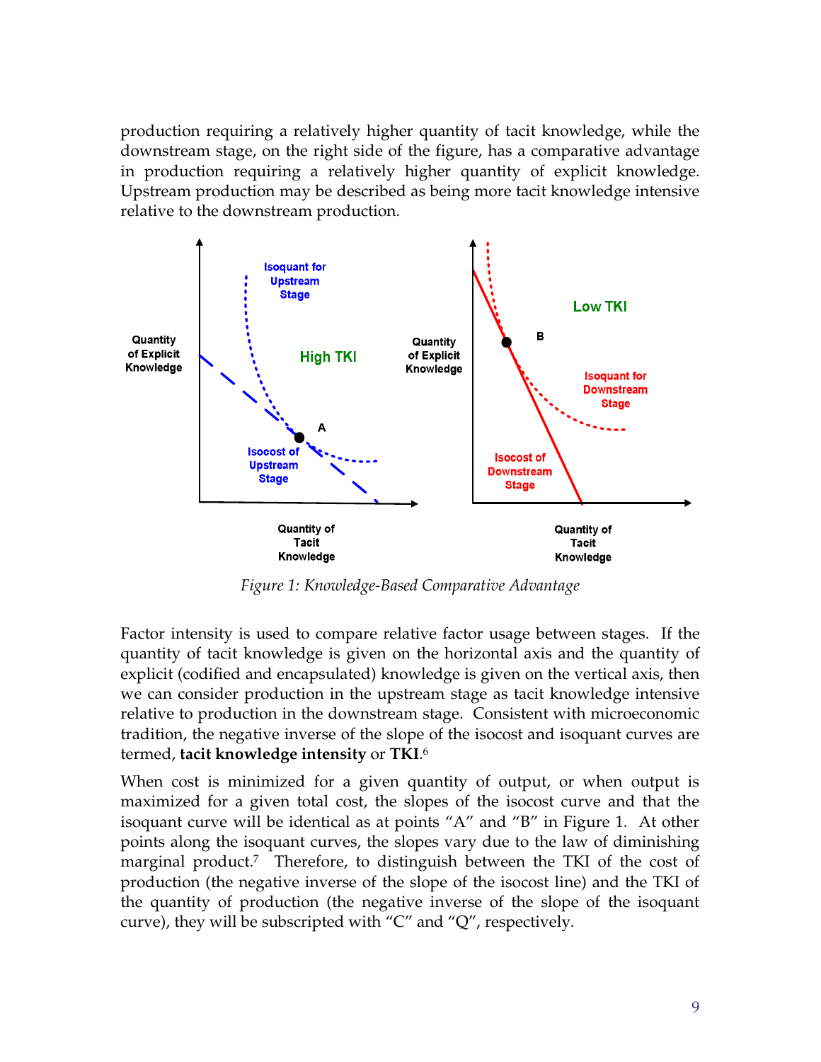production requiring a relatively higher quantity of tacit knowledge, while the downstream stage, on the right side of the figure, has a comparative advantage in production requiring a relatively higher quantity of explicit knowledge. Upstream production may be described as being more tacit knowledge intensive relative to the downstream production.

*Figure 1: Knowledge-Based Comparative Advantage*

Factor intensity is used to compare relative factor usage between stages. If the quantity of tacit knowledge is given on the horizontal axis and the quantity of explicit (codified and encapsulated) knowledge is given on the vertical axis, then we can consider production in the upstream stage as tacit knowledge intensive relative to production in the downstream stage. Consistent with microeconomic tradition, the negative inverse of the slope of the isocost and isoquant curves are termed, **tacit knowledge intensity** or **TKI**.[6]

When cost is minimized for a given quantity of output, or when output is maximized for a given total cost, the slopes of the isocost curve and that the isoquant curve will be identical as at points "A" and "B" in Figure 1. At other points along the isoquant curves, the slopes vary due to the law of diminishing marginal product.[7] Therefore, to distinguish between the TKI of the cost of production (the negative inverse of the slope of the isocost line) and the TKI of the quantity of production (the negative inverse of the slope of the isoquant curve), they will be subscripted with "C" and "Q", respectively.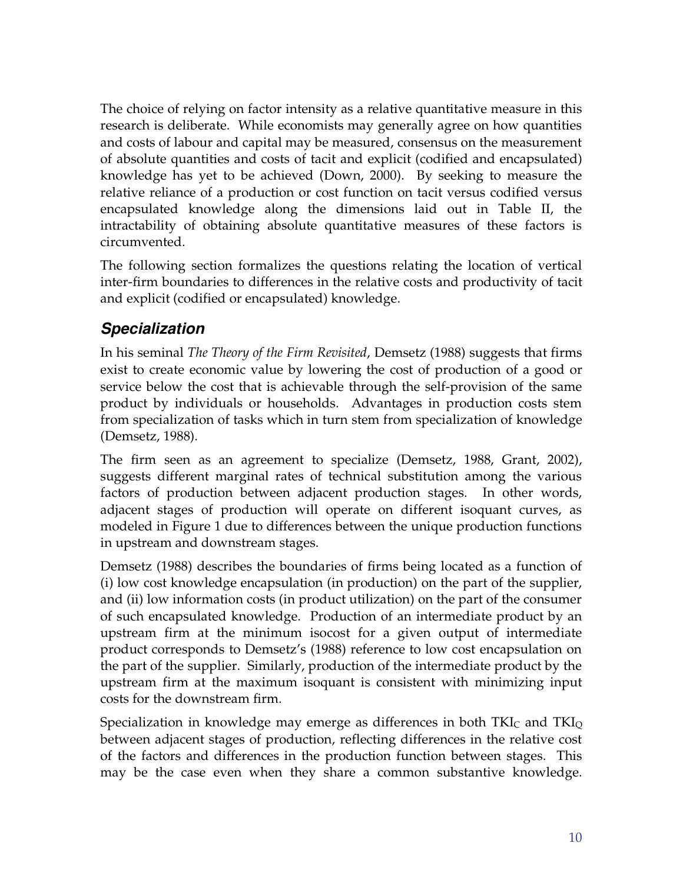The choice of relying on factor intensity as a relative quantitative measure in this research is deliberate. While economists may generally agree on how quantities and costs of labour and capital may be measured, consensus on the measurement of absolute quantities and costs of tacit and explicit (codified and encapsulated) knowledge has yet to be achieved (Down, 2000). By seeking to measure the relative reliance of a production or cost function on tacit versus codified versus encapsulated knowledge along the dimensions laid out in Table II, the intractability of obtaining absolute quantitative measures of these factors is circumvented.

The following section formalizes the questions relating the location of vertical inter-firm boundaries to differences in the relative costs and productivity of tacit and explicit (codified or encapsulated) knowledge.

## *Specialization*

In his seminal *The Theory of the Firm Revisited*, Demsetz (1988) suggests that firms exist to create economic value by lowering the cost of production of a good or service below the cost that is achievable through the self-provision of the same product by individuals or households. Advantages in production costs stem from specialization of tasks which in turn stem from specialization of knowledge (Demsetz, 1988).

The firm seen as an agreement to specialize (Demsetz, 1988, Grant, 2002), suggests different marginal rates of technical substitution among the various factors of production between adjacent production stages. In other words, adjacent stages of production will operate on different isoquant curves, as modeled in Figure 1 due to differences between the unique production functions in upstream and downstream stages.

Demsetz (1988) describes the boundaries of firms being located as a function of (i) low cost knowledge encapsulation (in production) on the part of the supplier, and (ii) low information costs (in product utilization) on the part of the consumer of such encapsulated knowledge. Production of an intermediate product by an upstream firm at the minimum isocost for a given output of intermediate product corresponds to Demsetz's (1988) reference to low cost encapsulation on the part of the supplier. Similarly, production of the intermediate product by the upstream firm at the maximum isoquant is consistent with minimizing input costs for the downstream firm.

Specialization in knowledge may emerge as differences in both $TKI_C$ and $TKI_Q$ between adjacent stages of production, reflecting differences in the relative cost of the factors and differences in the production function between stages. This may be the case even when they share a common substantive knowledge.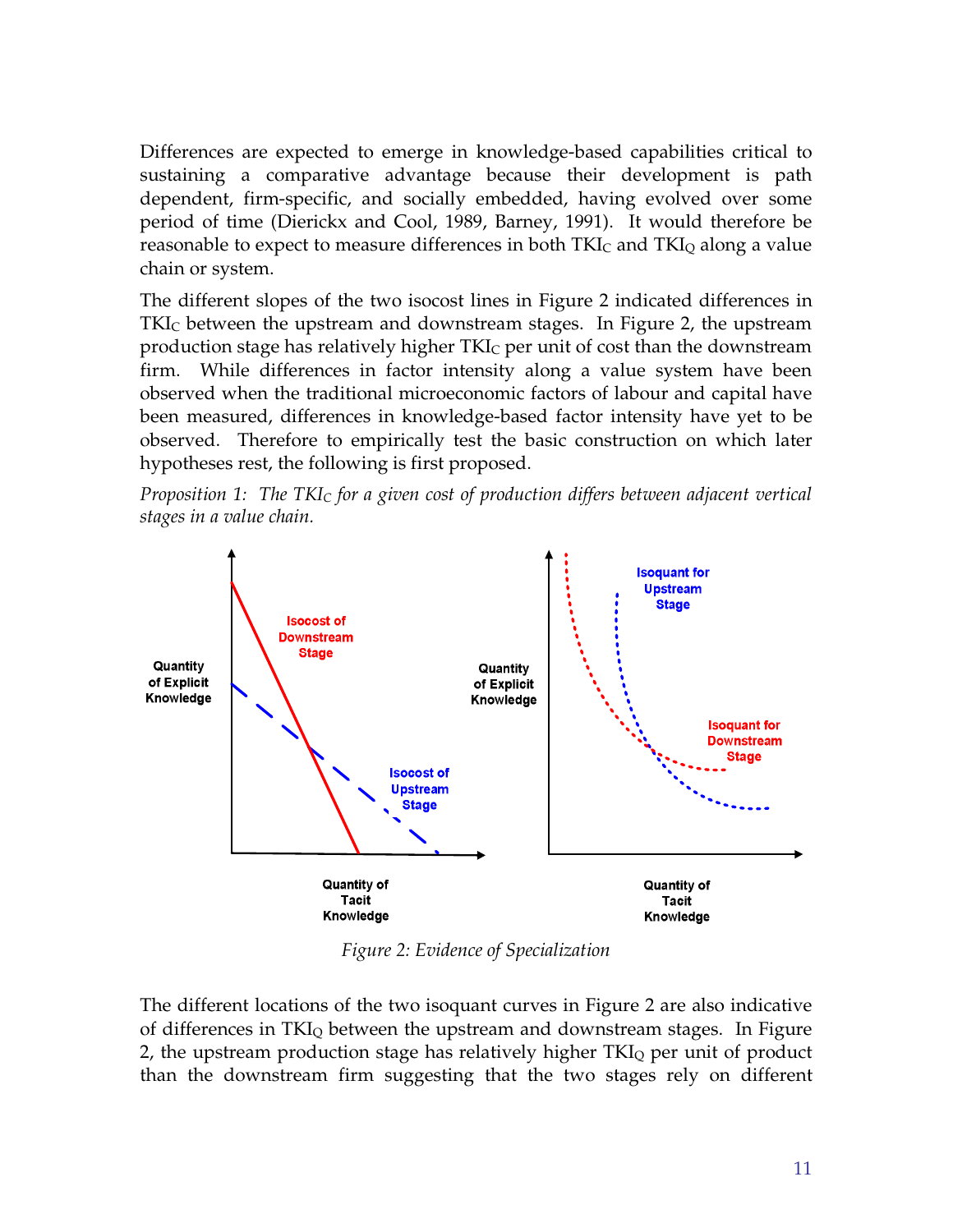Differences are expected to emerge in knowledge-based capabilities critical to sustaining a comparative advantage because their development is path dependent, firm-specific, and socially embedded, having evolved over some period of time (Dierickx and Cool, 1989, Barney, 1991). It would therefore be reasonable to expect to measure differences in both $TKI_C$ and $TKI_Q$ along a value chain or system.

The different slopes of the two isocost lines in Figure 2 indicated differences in $TKI_C$ between the upstream and downstream stages. In Figure 2, the upstream production stage has relatively higher $TKI_C$ per unit of cost than the downstream firm. While differences in factor intensity along a value system have been observed when the traditional microeconomic factors of labour and capital have been measured, differences in knowledge-based factor intensity have yet to be observed. Therefore to empirically test the basic construction on which later hypotheses rest, the following is first proposed.

*Proposition 1: The $TKI_C$ for a given cost of production differs between adjacent vertical stages in a value chain.*

*Figure 2: Evidence of Specialization*

The different locations of the two isoquant curves in Figure 2 are also indicative of differences in $TKI_Q$ between the upstream and downstream stages. In Figure 2, the upstream production stage has relatively higher $TKI_Q$ per unit of product than the downstream firm suggesting that the two stages rely on different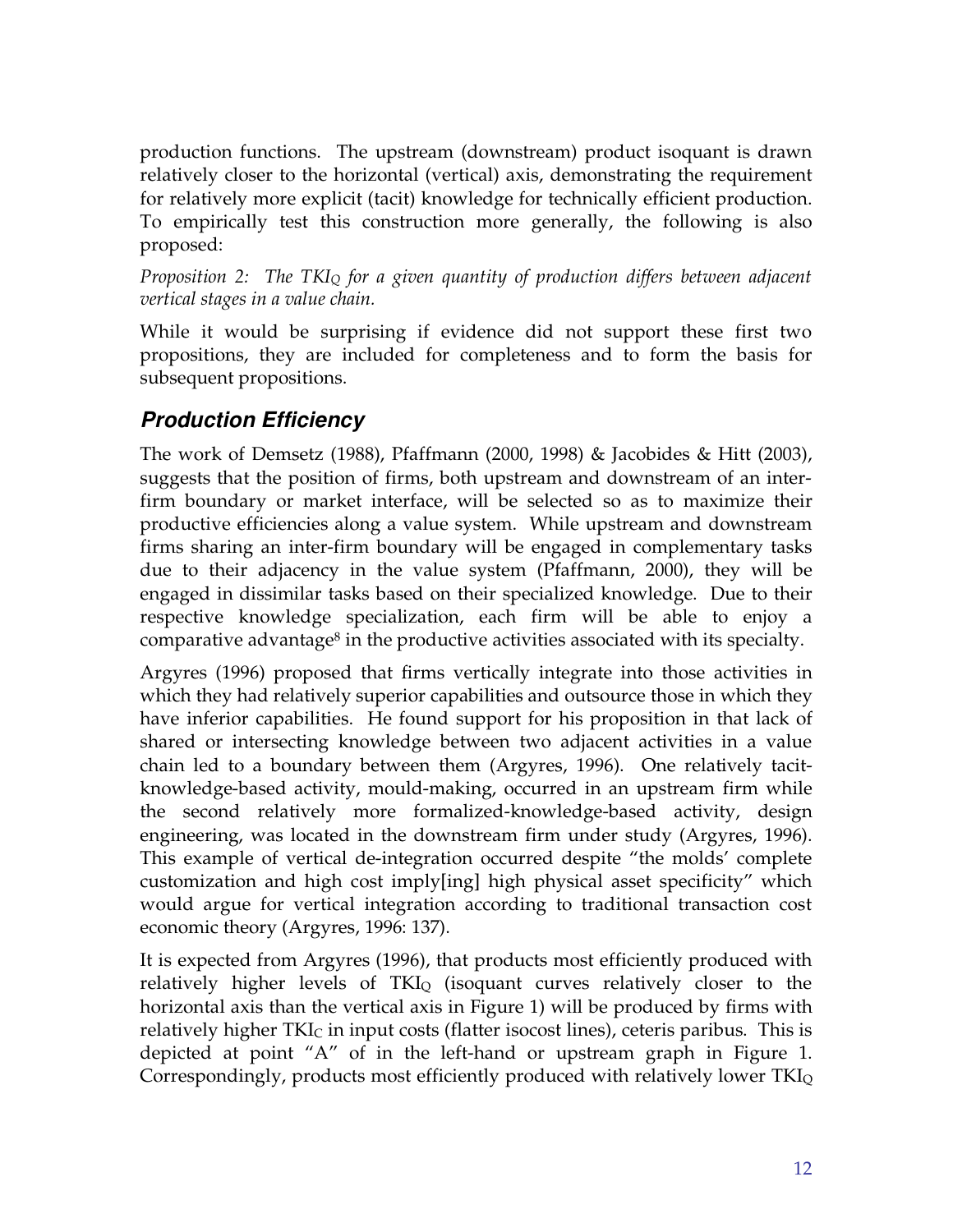production functions. The upstream (downstream) product isoquant is drawn relatively closer to the horizontal (vertical) axis, demonstrating the requirement for relatively more explicit (tacit) knowledge for technically efficient production. To empirically test this construction more generally, the following is also proposed:

*Proposition 2: The $TKI_Q$ for a given quantity of production differs between adjacent vertical stages in a value chain.*

While it would be surprising if evidence did not support these first two propositions, they are included for completeness and to form the basis for subsequent propositions.

## *Production Efficiency*

The work of Demsetz (1988), Pfaffmann (2000, 1998) & Jacobides & Hitt (2003), suggests that the position of firms, both upstream and downstream of an inter-firm boundary or market interface, will be selected so as to maximize their productive efficiencies along a value system. While upstream and downstream firms sharing an inter-firm boundary will be engaged in complementary tasks due to their adjacency in the value system (Pfaffmann, 2000), they will be engaged in dissimilar tasks based on their specialized knowledge. Due to their respective knowledge specialization, each firm will be able to enjoy a comparative advantage[8] in the productive activities associated with its specialty.

Argyres (1996) proposed that firms vertically integrate into those activities in which they had relatively superior capabilities and outsource those in which they have inferior capabilities. He found support for his proposition in that lack of shared or intersecting knowledge between two adjacent activities in a value chain led to a boundary between them (Argyres, 1996). One relatively tacit-knowledge-based activity, mould-making, occurred in an upstream firm while the second relatively more formalized-knowledge-based activity, design engineering, was located in the downstream firm under study (Argyres, 1996). This example of vertical de-integration occurred despite "the molds' complete customization and high cost imply[ing] high physical asset specificity" which would argue for vertical integration according to traditional transaction cost economic theory (Argyres, 1996: 137).

It is expected from Argyres (1996), that products most efficiently produced with relatively higher levels of $TKI_Q$ (isoquant curves relatively closer to the horizontal axis than the vertical axis in Figure 1) will be produced by firms with relatively higher $TKI_C$ in input costs (flatter isocost lines), ceteris paribus. This is depicted at point "A" of in the left-hand or upstream graph in Figure 1. Correspondingly, products most efficiently produced with relatively lower $TKI_Q$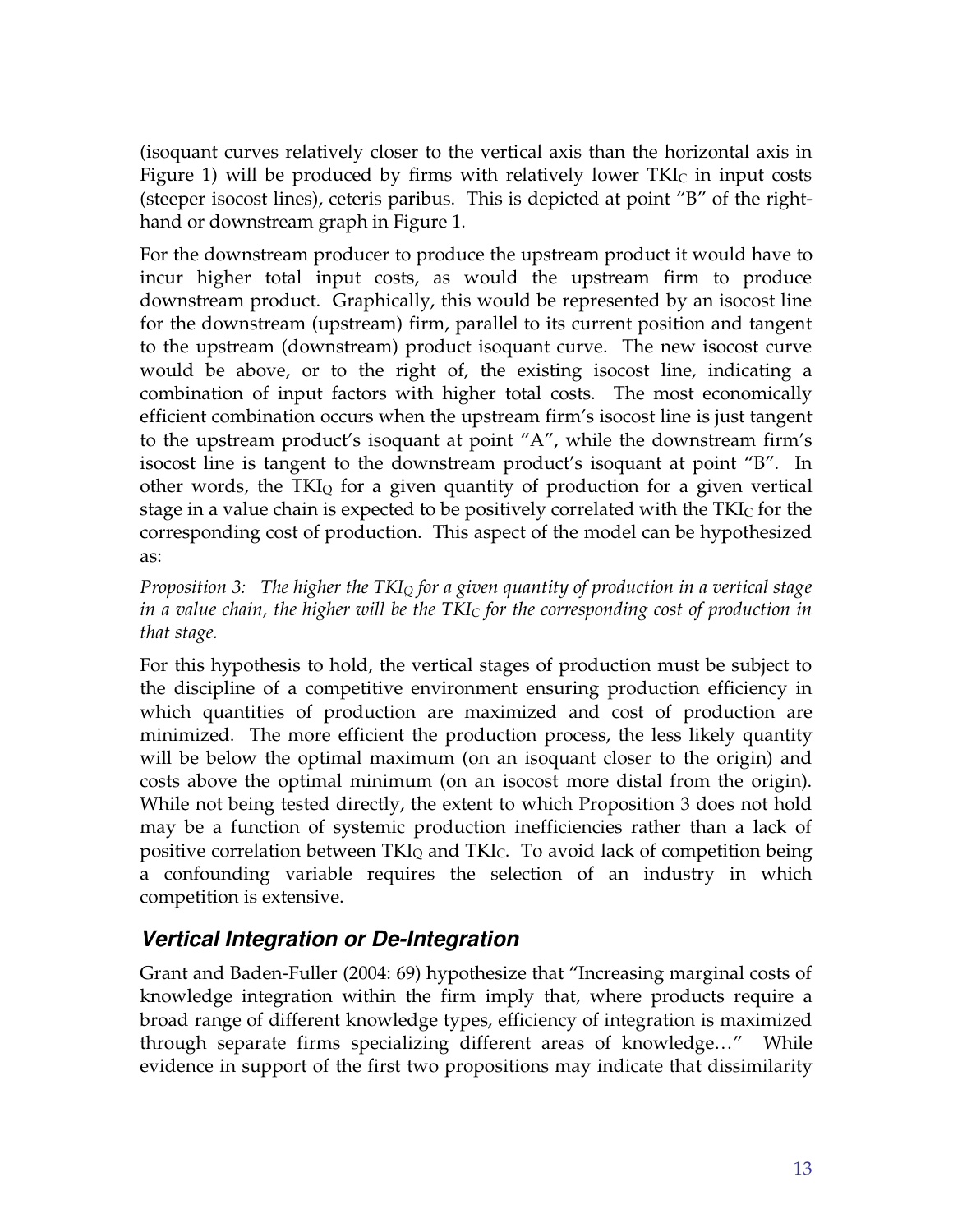(isoquant curves relatively closer to the vertical axis than the horizontal axis in Figure 1) will be produced by firms with relatively lower $TKI_C$ in input costs (steeper isocost lines), ceteris paribus. This is depicted at point "B" of the right-hand or downstream graph in Figure 1.

For the downstream producer to produce the upstream product it would have to incur higher total input costs, as would the upstream firm to produce downstream product. Graphically, this would be represented by an isocost line for the downstream (upstream) firm, parallel to its current position and tangent to the upstream (downstream) product isoquant curve. The new isocost curve would be above, or to the right of, the existing isocost line, indicating a combination of input factors with higher total costs. The most economically efficient combination occurs when the upstream firm's isocost line is just tangent to the upstream product's isoquant at point "A", while the downstream firm's isocost line is tangent to the downstream product's isoquant at point "B". In other words, the $TKI_Q$ for a given quantity of production for a given vertical stage in a value chain is expected to be positively correlated with the $TKI_C$ for the corresponding cost of production. This aspect of the model can be hypothesized as:

*Proposition 3: The higher the $TKI_Q$ for a given quantity of production in a vertical stage in a value chain, the higher will be the $TKI_C$ for the corresponding cost of production in that stage.*

For this hypothesis to hold, the vertical stages of production must be subject to the discipline of a competitive environment ensuring production efficiency in which quantities of production are maximized and cost of production are minimized. The more efficient the production process, the less likely quantity will be below the optimal maximum (on an isoquant closer to the origin) and costs above the optimal minimum (on an isocost more distal from the origin). While not being tested directly, the extent to which Proposition 3 does not hold may be a function of systemic production inefficiencies rather than a lack of positive correlation between $TKI_Q$ and $TKI_C$. To avoid lack of competition being a confounding variable requires the selection of an industry in which competition is extensive.

## *Vertical Integration or De-Integration*

Grant and Baden-Fuller (2004: 69) hypothesize that "Increasing marginal costs of knowledge integration within the firm imply that, where products require a broad range of different knowledge types, efficiency of integration is maximized through separate firms specializing different areas of knowledge…" While evidence in support of the first two propositions may indicate that dissimilarity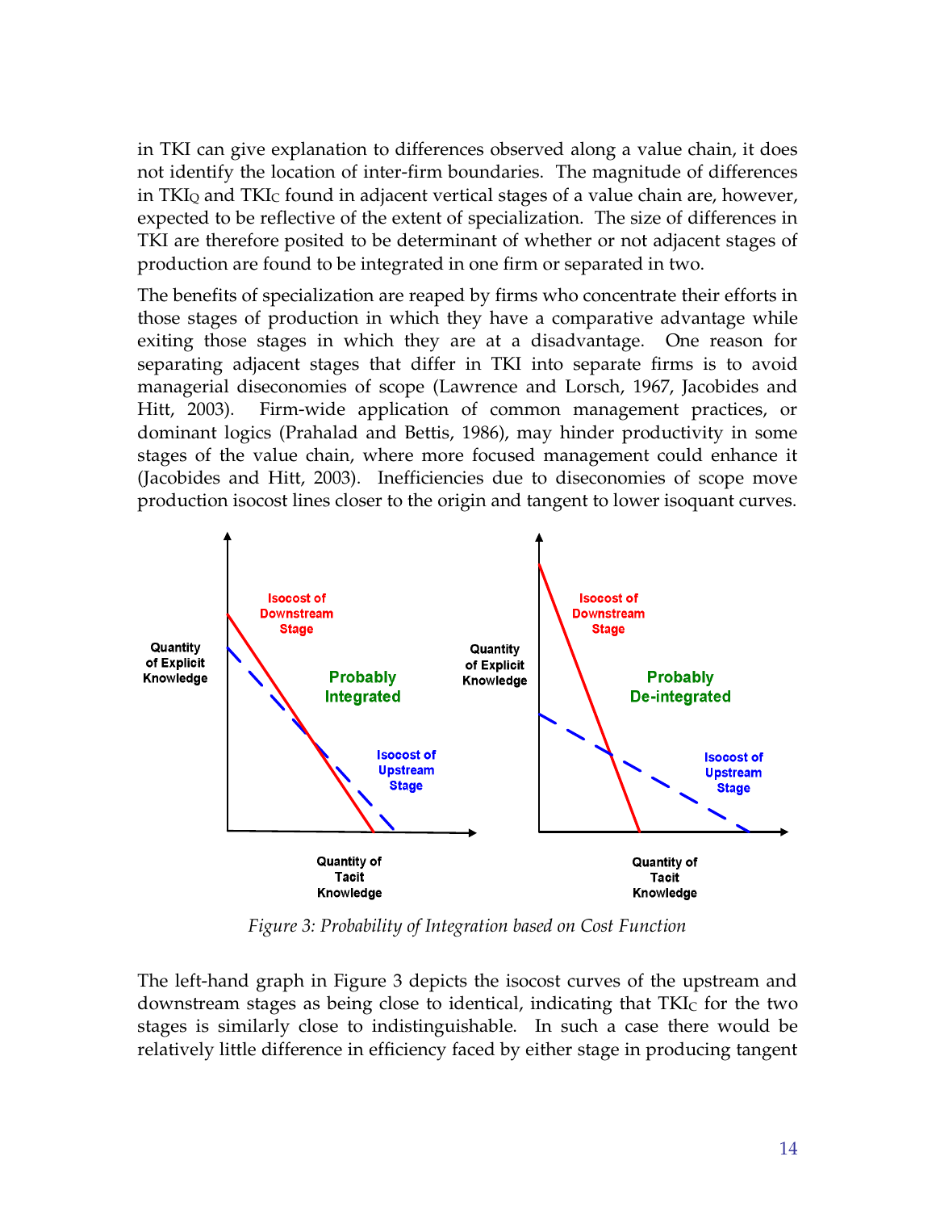in TKI can give explanation to differences observed along a value chain, it does not identify the location of inter-firm boundaries. The magnitude of differences in $TKI_Q$ and $TKI_C$ found in adjacent vertical stages of a value chain are, however, expected to be reflective of the extent of specialization. The size of differences in TKI are therefore posited to be determinant of whether or not adjacent stages of production are found to be integrated in one firm or separated in two.

The benefits of specialization are reaped by firms who concentrate their efforts in those stages of production in which they have a comparative advantage while exiting those stages in which they are at a disadvantage. One reason for separating adjacent stages that differ in TKI into separate firms is to avoid managerial diseconomies of scope (Lawrence and Lorsch, 1967, Jacobides and Hitt, 2003). Firm-wide application of common management practices, or dominant logics (Prahalad and Bettis, 1986), may hinder productivity in some stages of the value chain, where more focused management could enhance it (Jacobides and Hitt, 2003). Inefficiencies due to diseconomies of scope move production isocost lines closer to the origin and tangent to lower isoquant curves.

*Figure 3: Probability of Integration based on Cost Function*

The left-hand graph in Figure 3 depicts the isocost curves of the upstream and downstream stages as being close to identical, indicating that $TKI_C$ for the two stages is similarly close to indistinguishable. In such a case there would be relatively little difference in efficiency faced by either stage in producing tangent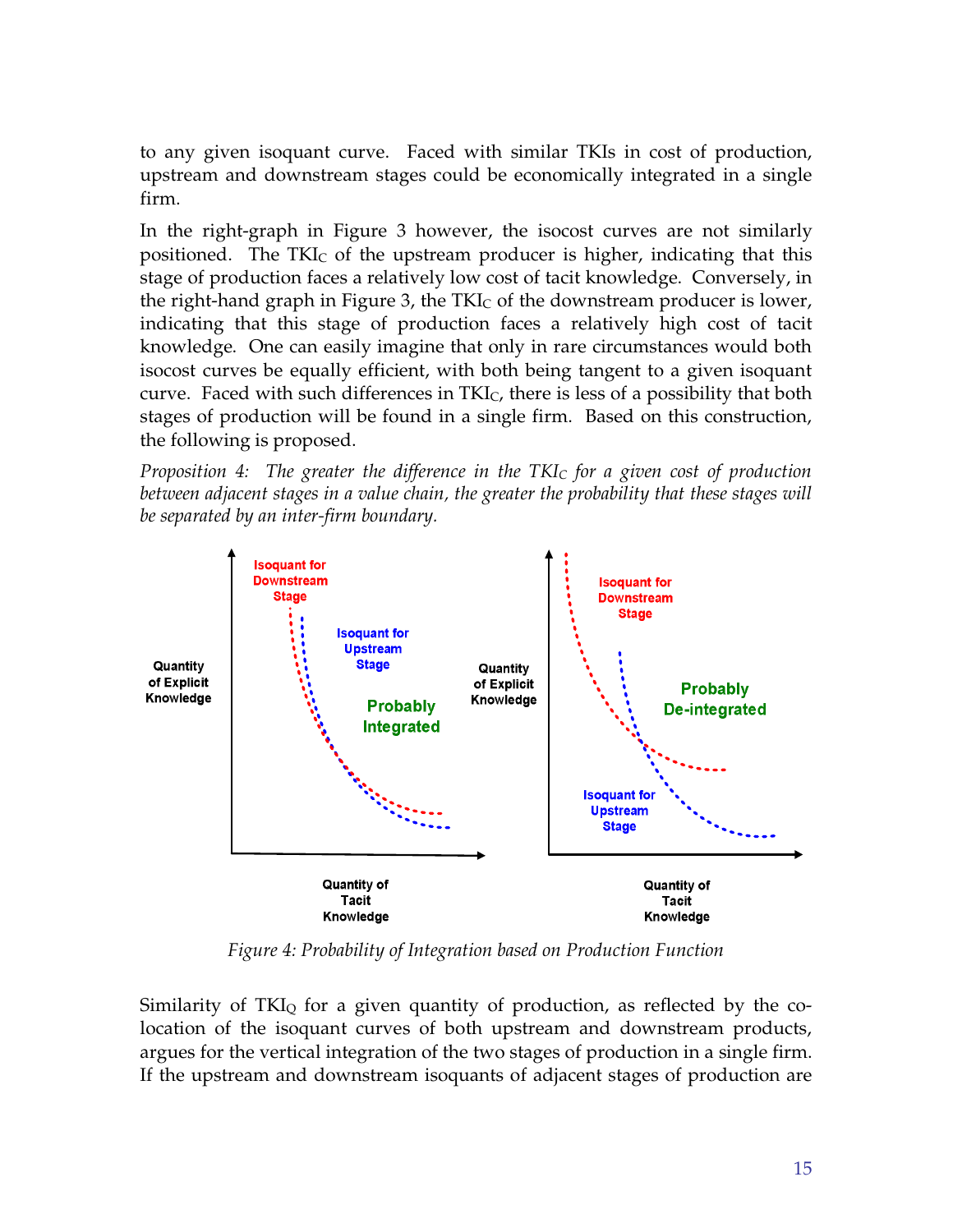to any given isoquant curve. Faced with similar TKIs in cost of production, upstream and downstream stages could be economically integrated in a single firm.

In the right-graph in Figure 3 however, the isocost curves are not similarly positioned. The $TKI_C$ of the upstream producer is higher, indicating that this stage of production faces a relatively low cost of tacit knowledge. Conversely, in the right-hand graph in Figure 3, the $TKI_C$ of the downstream producer is lower, indicating that this stage of production faces a relatively high cost of tacit knowledge. One can easily imagine that only in rare circumstances would both isocost curves be equally efficient, with both being tangent to a given isoquant curve. Faced with such differences in $TKI_C$, there is less of a possibility that both stages of production will be found in a single firm. Based on this construction, the following is proposed.

*Proposition 4: The greater the difference in the $TKI_C$ for a given cost of production between adjacent stages in a value chain, the greater the probability that these stages will be separated by an inter-firm boundary.*

*Figure 4: Probability of Integration based on Production Function*

Similarity of $TKI_Q$ for a given quantity of production, as reflected by the co-location of the isoquant curves of both upstream and downstream products, argues for the vertical integration of the two stages of production in a single firm. If the upstream and downstream isoquants of adjacent stages of production are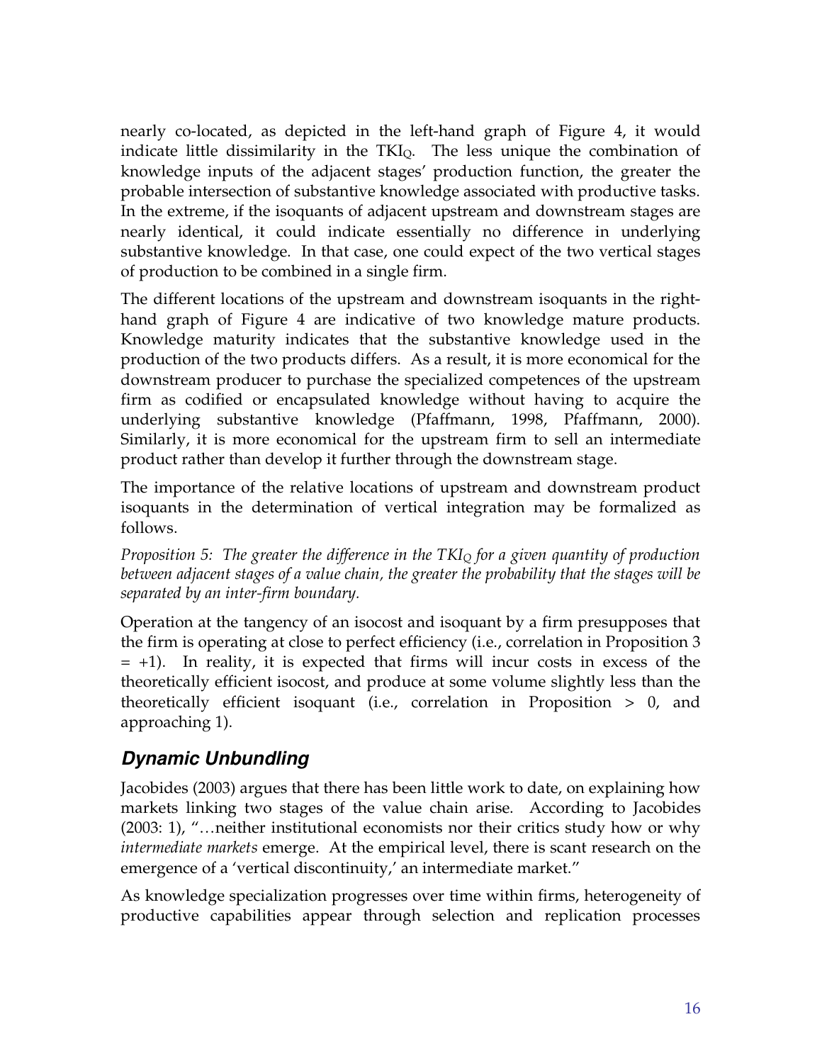nearly co-located, as depicted in the left-hand graph of Figure 4, it would indicate little dissimilarity in the $TKI_Q$. The less unique the combination of knowledge inputs of the adjacent stages' production function, the greater the probable intersection of substantive knowledge associated with productive tasks. In the extreme, if the isoquants of adjacent upstream and downstream stages are nearly identical, it could indicate essentially no difference in underlying substantive knowledge. In that case, one could expect of the two vertical stages of production to be combined in a single firm.

The different locations of the upstream and downstream isoquants in the right-hand graph of Figure 4 are indicative of two knowledge mature products. Knowledge maturity indicates that the substantive knowledge used in the production of the two products differs. As a result, it is more economical for the downstream producer to purchase the specialized competences of the upstream firm as codified or encapsulated knowledge without having to acquire the underlying substantive knowledge (Pfaffmann, 1998, Pfaffmann, 2000). Similarly, it is more economical for the upstream firm to sell an intermediate product rather than develop it further through the downstream stage.

The importance of the relative locations of upstream and downstream product isoquants in the determination of vertical integration may be formalized as follows.

*Proposition 5: The greater the difference in the $TKI_Q$ for a given quantity of production between adjacent stages of a value chain, the greater the probability that the stages will be separated by an inter-firm boundary.*

Operation at the tangency of an isocost and isoquant by a firm presupposes that the firm is operating at close to perfect efficiency (i.e., correlation in Proposition 3 = +1). In reality, it is expected that firms will incur costs in excess of the theoretically efficient isocost, and produce at some volume slightly less than the theoretically efficient isoquant (i.e., correlation in Proposition > 0, and approaching 1).

## Dynamic Unbundling

Jacobides (2003) argues that there has been little work to date, on explaining how markets linking two stages of the value chain arise. According to Jacobides (2003: 1), "…neither institutional economists nor their critics study how or why *intermediate markets* emerge. At the empirical level, there is scant research on the emergence of a 'vertical discontinuity,' an intermediate market."

As knowledge specialization progresses over time within firms, heterogeneity of productive capabilities appear through selection and replication processes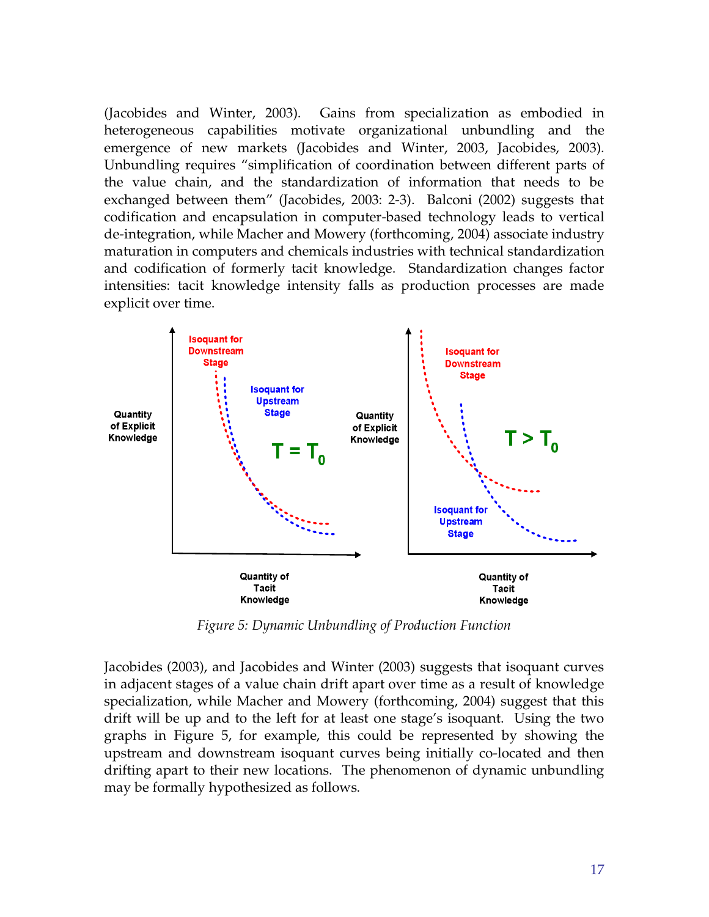(Jacobides and Winter, 2003). Gains from specialization as embodied in heterogeneous capabilities motivate organizational unbundling and the emergence of new markets (Jacobides and Winter, 2003, Jacobides, 2003). Unbundling requires "simplification of coordination between different parts of the value chain, and the standardization of information that needs to be exchanged between them" (Jacobides, 2003: 2-3). Balconi (2002) suggests that codification and encapsulation in computer-based technology leads to vertical de-integration, while Macher and Mowery (forthcoming, 2004) associate industry maturation in computers and chemicals industries with technical standardization and codification of formerly tacit knowledge. Standardization changes factor intensities: tacit knowledge intensity falls as production processes are made explicit over time.

*Figure 5: Dynamic Unbundling of Production Function*

Jacobides (2003), and Jacobides and Winter (2003) suggests that isoquant curves in adjacent stages of a value chain drift apart over time as a result of knowledge specialization, while Macher and Mowery (forthcoming, 2004) suggest that this drift will be up and to the left for at least one stage's isoquant. Using the two graphs in Figure 5, for example, this could be represented by showing the upstream and downstream isoquant curves being initially co-located and then drifting apart to their new locations. The phenomenon of dynamic unbundling may be formally hypothesized as follows.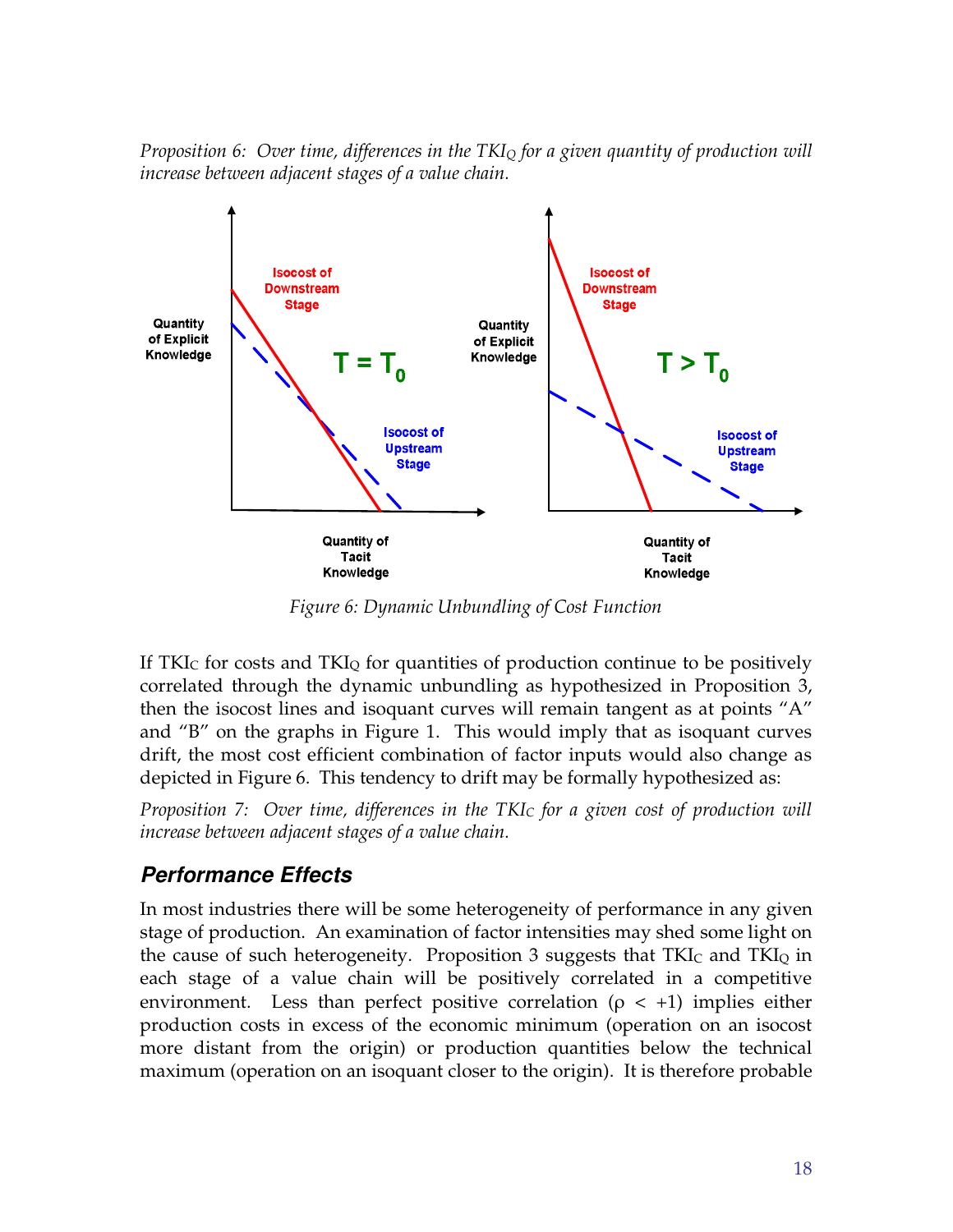*Proposition 6: Over time, differences in the $TKI_Q$ for a given quantity of production will increase between adjacent stages of a value chain.*

*Figure 6: Dynamic Unbundling of Cost Function*

If $TKI_C$ for costs and $TKI_Q$ for quantities of production continue to be positively correlated through the dynamic unbundling as hypothesized in Proposition 3, then the isocost lines and isoquant curves will remain tangent as at points "A" and "B" on the graphs in Figure 1. This would imply that as isoquant curves drift, the most cost efficient combination of factor inputs would also change as depicted in Figure 6. This tendency to drift may be formally hypothesized as:

*Proposition 7: Over time, differences in the $TKI_C$ for a given cost of production will increase between adjacent stages of a value chain.*

## Performance Effects

In most industries there will be some heterogeneity of performance in any given stage of production. An examination of factor intensities may shed some light on the cause of such heterogeneity. Proposition 3 suggests that $TKI_C$ and $TKI_Q$ in each stage of a value chain will be positively correlated in a competitive environment. Less than perfect positive correlation ($\rho < +1$) implies either production costs in excess of the economic minimum (operation on an isocost more distant from the origin) or production quantities below the technical maximum (operation on an isoquant closer to the origin). It is therefore probable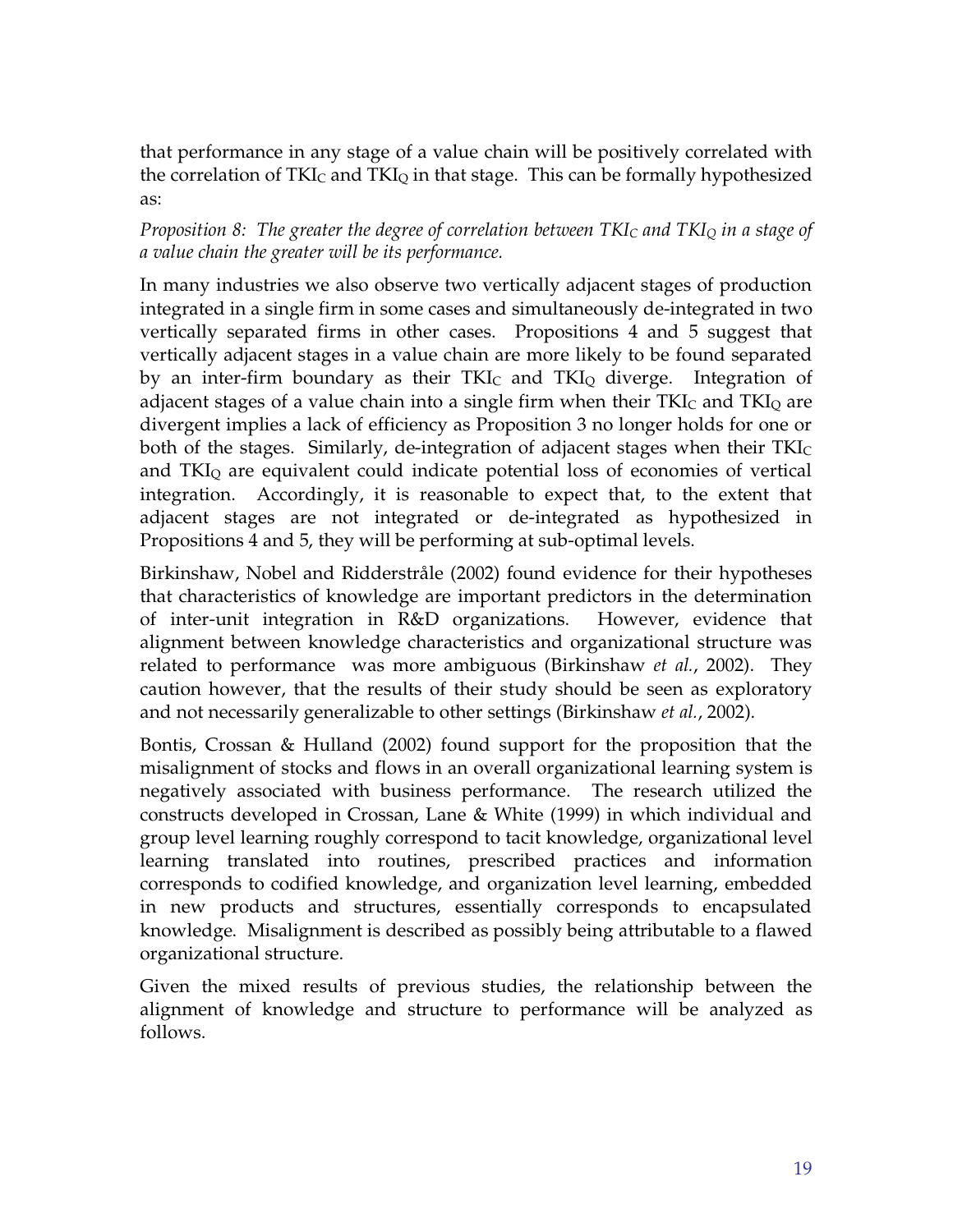that performance in any stage of a value chain will be positively correlated with the correlation of $TKI_C$ and $TKI_Q$ in that stage. This can be formally hypothesized as:

*Proposition 8: The greater the degree of correlation between $TKI_C$ and $TKI_Q$ in a stage of a value chain the greater will be its performance.*

In many industries we also observe two vertically adjacent stages of production integrated in a single firm in some cases and simultaneously de-integrated in two vertically separated firms in other cases. Propositions 4 and 5 suggest that vertically adjacent stages in a value chain are more likely to be found separated by an inter-firm boundary as their $TKI_C$ and $TKI_Q$ diverge. Integration of adjacent stages of a value chain into a single firm when their $TKI_C$ and $TKI_Q$ are divergent implies a lack of efficiency as Proposition 3 no longer holds for one or both of the stages. Similarly, de-integration of adjacent stages when their $TKI_C$ and $TKI_Q$ are equivalent could indicate potential loss of economies of vertical integration. Accordingly, it is reasonable to expect that, to the extent that adjacent stages are not integrated or de-integrated as hypothesized in Propositions 4 and 5, they will be performing at sub-optimal levels.

Birkinshaw, Nobel and Ridderstråle (2002) found evidence for their hypotheses that characteristics of knowledge are important predictors in the determination of inter-unit integration in R&D organizations. However, evidence that alignment between knowledge characteristics and organizational structure was related to performance was more ambiguous (Birkinshaw *et al.*, 2002). They caution however, that the results of their study should be seen as exploratory and not necessarily generalizable to other settings (Birkinshaw *et al.*, 2002).

Bontis, Crossan & Hulland (2002) found support for the proposition that the misalignment of stocks and flows in an overall organizational learning system is negatively associated with business performance. The research utilized the constructs developed in Crossan, Lane & White (1999) in which individual and group level learning roughly correspond to tacit knowledge, organizational level learning translated into routines, prescribed practices and information corresponds to codified knowledge, and organization level learning, embedded in new products and structures, essentially corresponds to encapsulated knowledge. Misalignment is described as possibly being attributable to a flawed organizational structure.

Given the mixed results of previous studies, the relationship between the alignment of knowledge and structure to performance will be analyzed as follows.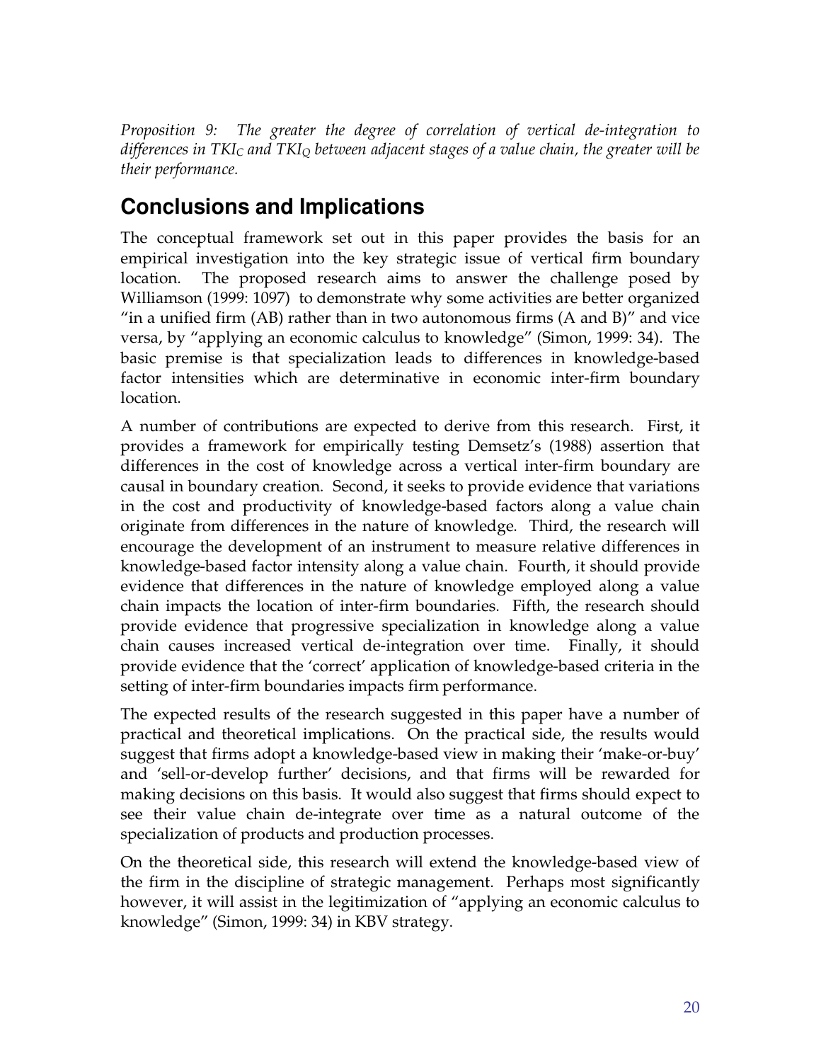*Proposition 9: The greater the degree of correlation of vertical de-integration to differences in $TKI_C$ and $TKI_Q$ between adjacent stages of a value chain, the greater will be their performance.*

## Conclusions and Implications

The conceptual framework set out in this paper provides the basis for an empirical investigation into the key strategic issue of vertical firm boundary location. The proposed research aims to answer the challenge posed by Williamson (1999: 1097) to demonstrate why some activities are better organized "in a unified firm (AB) rather than in two autonomous firms (A and B)" and vice versa, by "applying an economic calculus to knowledge" (Simon, 1999: 34). The basic premise is that specialization leads to differences in knowledge-based factor intensities which are determinative in economic inter-firm boundary location.

A number of contributions are expected to derive from this research. First, it provides a framework for empirically testing Demsetz's (1988) assertion that differences in the cost of knowledge across a vertical inter-firm boundary are causal in boundary creation. Second, it seeks to provide evidence that variations in the cost and productivity of knowledge-based factors along a value chain originate from differences in the nature of knowledge. Third, the research will encourage the development of an instrument to measure relative differences in knowledge-based factor intensity along a value chain. Fourth, it should provide evidence that differences in the nature of knowledge employed along a value chain impacts the location of inter-firm boundaries. Fifth, the research should provide evidence that progressive specialization in knowledge along a value chain causes increased vertical de-integration over time. Finally, it should provide evidence that the 'correct' application of knowledge-based criteria in the setting of inter-firm boundaries impacts firm performance.

The expected results of the research suggested in this paper have a number of practical and theoretical implications. On the practical side, the results would suggest that firms adopt a knowledge-based view in making their 'make-or-buy' and 'sell-or-develop further' decisions, and that firms will be rewarded for making decisions on this basis. It would also suggest that firms should expect to see their value chain de-integrate over time as a natural outcome of the specialization of products and production processes.

On the theoretical side, this research will extend the knowledge-based view of the firm in the discipline of strategic management. Perhaps most significantly however, it will assist in the legitimization of "applying an economic calculus to knowledge" (Simon, 1999: 34) in KBV strategy.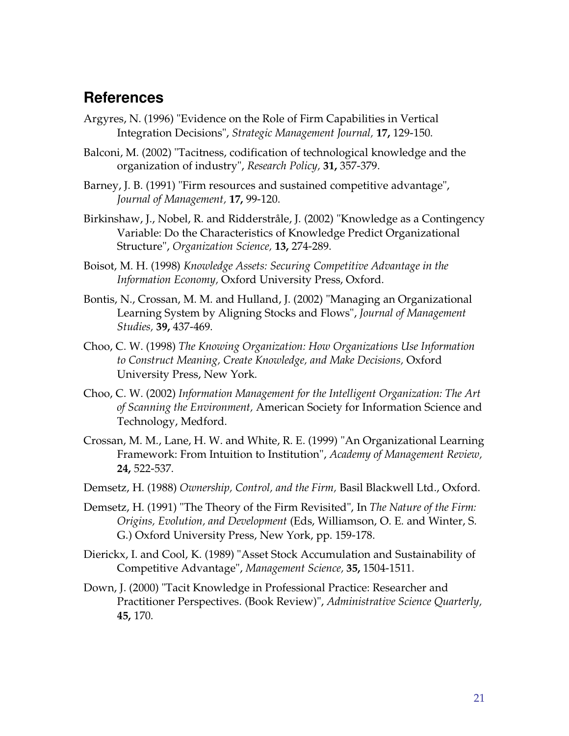## References

Argyres, N. (1996) "Evidence on the Role of Firm Capabilities in Vertical Integration Decisions", *Strategic Management Journal,* **17,** 129-150.

Balconi, M. (2002) "Tacitness, codification of technological knowledge and the organization of industry", *Research Policy,* **31,** 357-379.

Barney, J. B. (1991) "Firm resources and sustained competitive advantage", *Journal of Management,* **17,** 99-120.

Birkinshaw, J., Nobel, R. and Ridderstråle, J. (2002) "Knowledge as a Contingency Variable: Do the Characteristics of Knowledge Predict Organizational Structure", *Organization Science,* **13,** 274-289.

Boisot, M. H. (1998) *Knowledge Assets: Securing Competitive Advantage in the Information Economy,* Oxford University Press, Oxford.

Bontis, N., Crossan, M. M. and Hulland, J. (2002) "Managing an Organizational Learning System by Aligning Stocks and Flows", *Journal of Management Studies,* **39,** 437-469.

Choo, C. W. (1998) *The Knowing Organization: How Organizations Use Information to Construct Meaning, Create Knowledge, and Make Decisions,* Oxford University Press, New York.

Choo, C. W. (2002) *Information Management for the Intelligent Organization: The Art of Scanning the Environment,* American Society for Information Science and Technology, Medford.

Crossan, M. M., Lane, H. W. and White, R. E. (1999) "An Organizational Learning Framework: From Intuition to Institution", *Academy of Management Review,* **24,** 522-537.

Demsetz, H. (1988) *Ownership, Control, and the Firm,* Basil Blackwell Ltd., Oxford.

Demsetz, H. (1991) "The Theory of the Firm Revisited", In *The Nature of the Firm: Origins, Evolution, and Development* (Eds, Williamson, O. E. and Winter, S. G.) Oxford University Press, New York, pp. 159-178.

Dierickx, I. and Cool, K. (1989) "Asset Stock Accumulation and Sustainability of Competitive Advantage", *Management Science,* **35,** 1504-1511.

Down, J. (2000) "Tacit Knowledge in Professional Practice: Researcher and Practitioner Perspectives. (Book Review)", *Administrative Science Quarterly,* **45,** 170.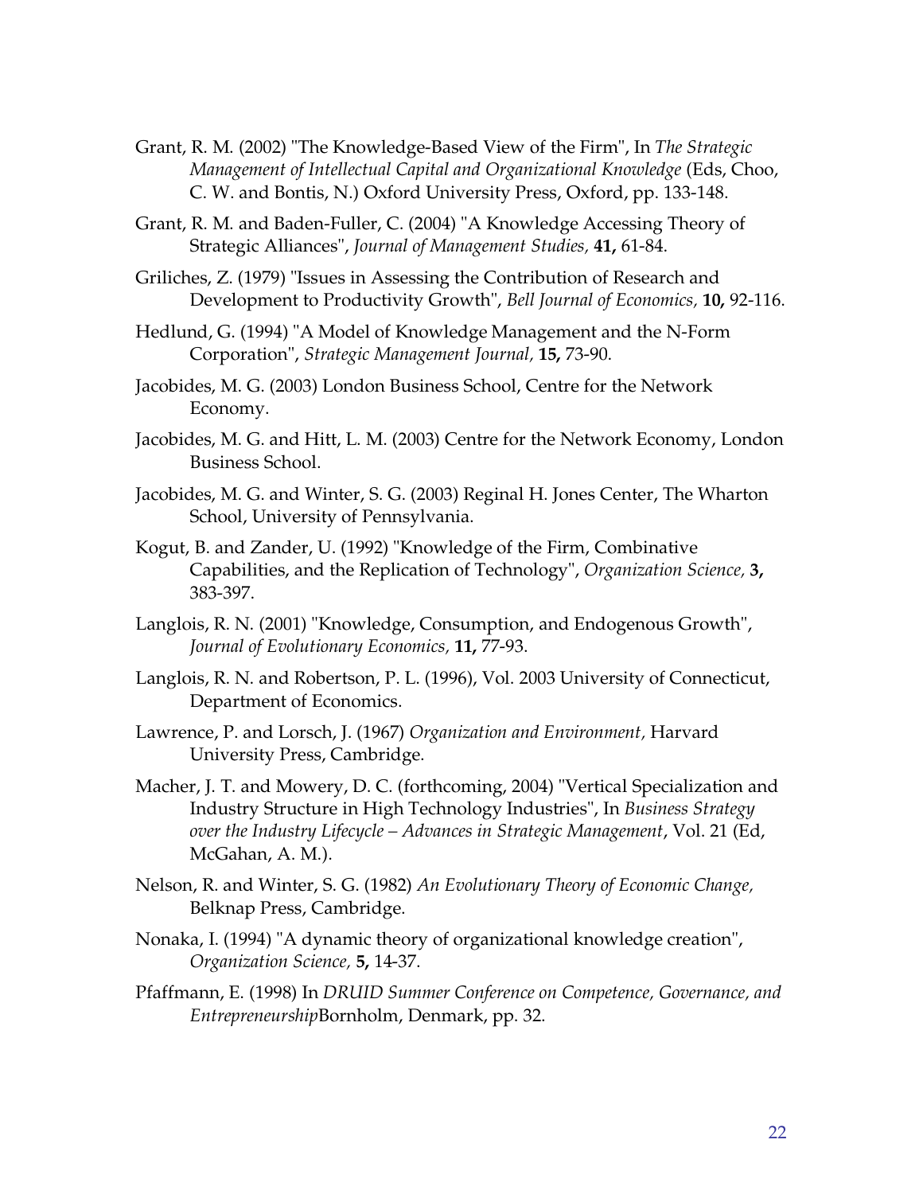Grant, R. M. (2002) "The Knowledge-Based View of the Firm", In *The Strategic Management of Intellectual Capital and Organizational Knowledge* (Eds, Choo, C. W. and Bontis, N.) Oxford University Press, Oxford, pp. 133-148.

Grant, R. M. and Baden-Fuller, C. (2004) "A Knowledge Accessing Theory of Strategic Alliances", *Journal of Management Studies,* **41,** 61-84.

Griliches, Z. (1979) "Issues in Assessing the Contribution of Research and Development to Productivity Growth", *Bell Journal of Economics,* **10,** 92-116.

Hedlund, G. (1994) "A Model of Knowledge Management and the N-Form Corporation", *Strategic Management Journal,* **15,** 73-90.

Jacobides, M. G. (2003) London Business School, Centre for the Network Economy.

Jacobides, M. G. and Hitt, L. M. (2003) Centre for the Network Economy, London Business School.

Jacobides, M. G. and Winter, S. G. (2003) Reginal H. Jones Center, The Wharton School, University of Pennsylvania.

Kogut, B. and Zander, U. (1992) "Knowledge of the Firm, Combinative Capabilities, and the Replication of Technology", *Organization Science,* **3,** 383-397.

Langlois, R. N. (2001) "Knowledge, Consumption, and Endogenous Growth", *Journal of Evolutionary Economics,* **11,** 77-93.

Langlois, R. N. and Robertson, P. L. (1996), Vol. 2003 University of Connecticut, Department of Economics.

Lawrence, P. and Lorsch, J. (1967) *Organization and Environment,* Harvard University Press, Cambridge.

Macher, J. T. and Mowery, D. C. (forthcoming, 2004) "Vertical Specialization and Industry Structure in High Technology Industries", In *Business Strategy over the Industry Lifecycle – Advances in Strategic Management*, Vol. 21 (Ed, McGahan, A. M.).

Nelson, R. and Winter, S. G. (1982) *An Evolutionary Theory of Economic Change,* Belknap Press, Cambridge.

Nonaka, I. (1994) "A dynamic theory of organizational knowledge creation", *Organization Science,* **5,** 14-37.

Pfaffmann, E. (1998) In *DRUID Summer Conference on Competence, Governance, and Entrepreneurship*Bornholm, Denmark, pp. 32.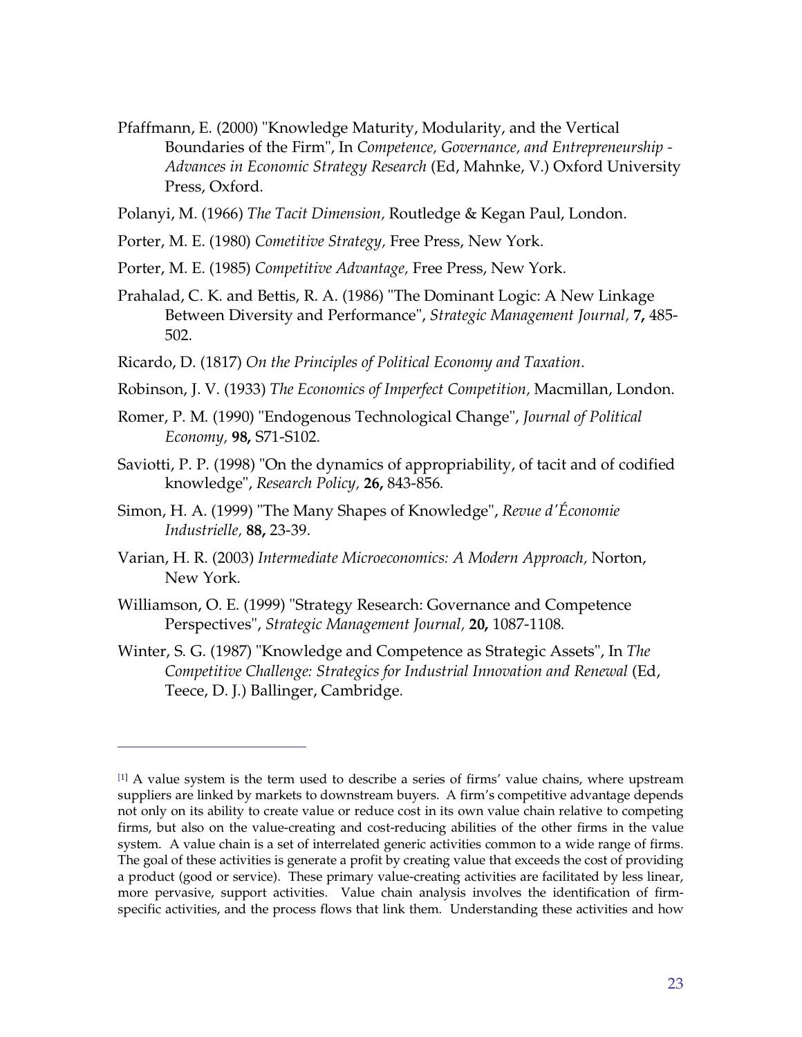Pfaffmann, E. (2000) "Knowledge Maturity, Modularity, and the Vertical Boundaries of the Firm", In *Competence, Governance, and Entrepreneurship - Advances in Economic Strategy Research* (Ed, Mahnke, V.) Oxford University Press, Oxford.

Polanyi, M. (1966) *The Tacit Dimension,* Routledge & Kegan Paul, London.

Porter, M. E. (1980) *Cometitive Strategy,* Free Press, New York.

Porter, M. E. (1985) *Competitive Advantage,* Free Press, New York.

Prahalad, C. K. and Bettis, R. A. (1986) "The Dominant Logic: A New Linkage Between Diversity and Performance", *Strategic Management Journal,* **7,** 485-502.

Ricardo, D. (1817) *On the Principles of Political Economy and Taxation*.

Robinson, J. V. (1933) *The Economics of Imperfect Competition,* Macmillan, London.

Romer, P. M. (1990) "Endogenous Technological Change", *Journal of Political Economy,* **98,** S71-S102.

Saviotti, P. P. (1998) "On the dynamics of appropriability, of tacit and of codified knowledge", *Research Policy,* **26,** 843-856.

Simon, H. A. (1999) "The Many Shapes of Knowledge", *Revue d'Économie Industrielle,* **88,** 23-39.

Varian, H. R. (2003) *Intermediate Microeconomics: A Modern Approach,* Norton, New York.

Williamson, O. E. (1999) "Strategy Research: Governance and Competence Perspectives", *Strategic Management Journal,* **20,** 1087-1108.

Winter, S. G. (1987) "Knowledge and Competence as Strategic Assets", In *The Competitive Challenge: Strategics for Industrial Innovation and Renewal* (Ed, Teece, D. J.) Ballinger, Cambridge.

---

[1] A value system is the term used to describe a series of firms' value chains, where upstream suppliers are linked by markets to downstream buyers. A firm's competitive advantage depends not only on its ability to create value or reduce cost in its own value chain relative to competing firms, but also on the value-creating and cost-reducing abilities of the other firms in the value system. A value chain is a set of interrelated generic activities common to a wide range of firms. The goal of these activities is generate a profit by creating value that exceeds the cost of providing a product (good or service). These primary value-creating activities are facilitated by less linear, more pervasive, support activities. Value chain analysis involves the identification of firm-specific activities, and the process flows that link them. Understanding these activities and how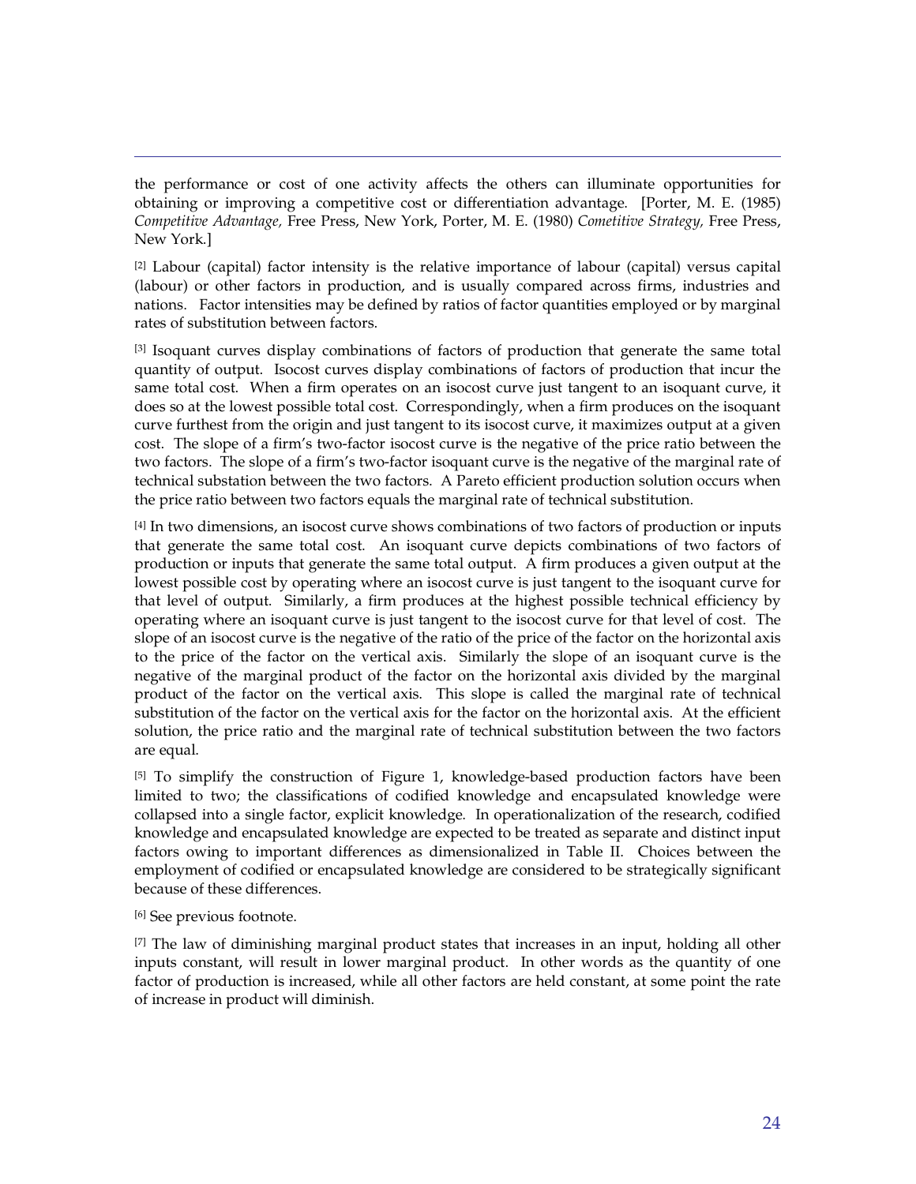the performance or cost of one activity affects the others can illuminate opportunities for obtaining or improving a competitive cost or differentiation advantage. [Porter, M. E. (1985) *Competitive Advantage,* Free Press, New York, Porter, M. E. (1980) *Cometitive Strategy,* Free Press, New York.]

[2] Labour (capital) factor intensity is the relative importance of labour (capital) versus capital (labour) or other factors in production, and is usually compared across firms, industries and nations. Factor intensities may be defined by ratios of factor quantities employed or by marginal rates of substitution between factors.

[3] Isoquant curves display combinations of factors of production that generate the same total quantity of output. Isocost curves display combinations of factors of production that incur the same total cost. When a firm operates on an isocost curve just tangent to an isoquant curve, it does so at the lowest possible total cost. Correspondingly, when a firm produces on the isoquant curve furthest from the origin and just tangent to its isocost curve, it maximizes output at a given cost. The slope of a firm's two-factor isocost curve is the negative of the price ratio between the two factors. The slope of a firm's two-factor isoquant curve is the negative of the marginal rate of technical substation between the two factors. A Pareto efficient production solution occurs when the price ratio between two factors equals the marginal rate of technical substitution.

[4] In two dimensions, an isocost curve shows combinations of two factors of production or inputs that generate the same total cost. An isoquant curve depicts combinations of two factors of production or inputs that generate the same total output. A firm produces a given output at the lowest possible cost by operating where an isocost curve is just tangent to the isoquant curve for that level of output. Similarly, a firm produces at the highest possible technical efficiency by operating where an isoquant curve is just tangent to the isocost curve for that level of cost. The slope of an isocost curve is the negative of the ratio of the price of the factor on the horizontal axis to the price of the factor on the vertical axis. Similarly the slope of an isoquant curve is the negative of the marginal product of the factor on the horizontal axis divided by the marginal product of the factor on the vertical axis. This slope is called the marginal rate of technical substitution of the factor on the vertical axis for the factor on the horizontal axis. At the efficient solution, the price ratio and the marginal rate of technical substitution between the two factors are equal.

[5] To simplify the construction of Figure 1, knowledge-based production factors have been limited to two; the classifications of codified knowledge and encapsulated knowledge were collapsed into a single factor, explicit knowledge. In operationalization of the research, codified knowledge and encapsulated knowledge are expected to be treated as separate and distinct input factors owing to important differences as dimensionalized in Table II. Choices between the employment of codified or encapsulated knowledge are considered to be strategically significant because of these differences.

[6] See previous footnote.

[7] The law of diminishing marginal product states that increases in an input, holding all other inputs constant, will result in lower marginal product. In other words as the quantity of one factor of production is increased, while all other factors are held constant, at some point the rate of increase in product will diminish.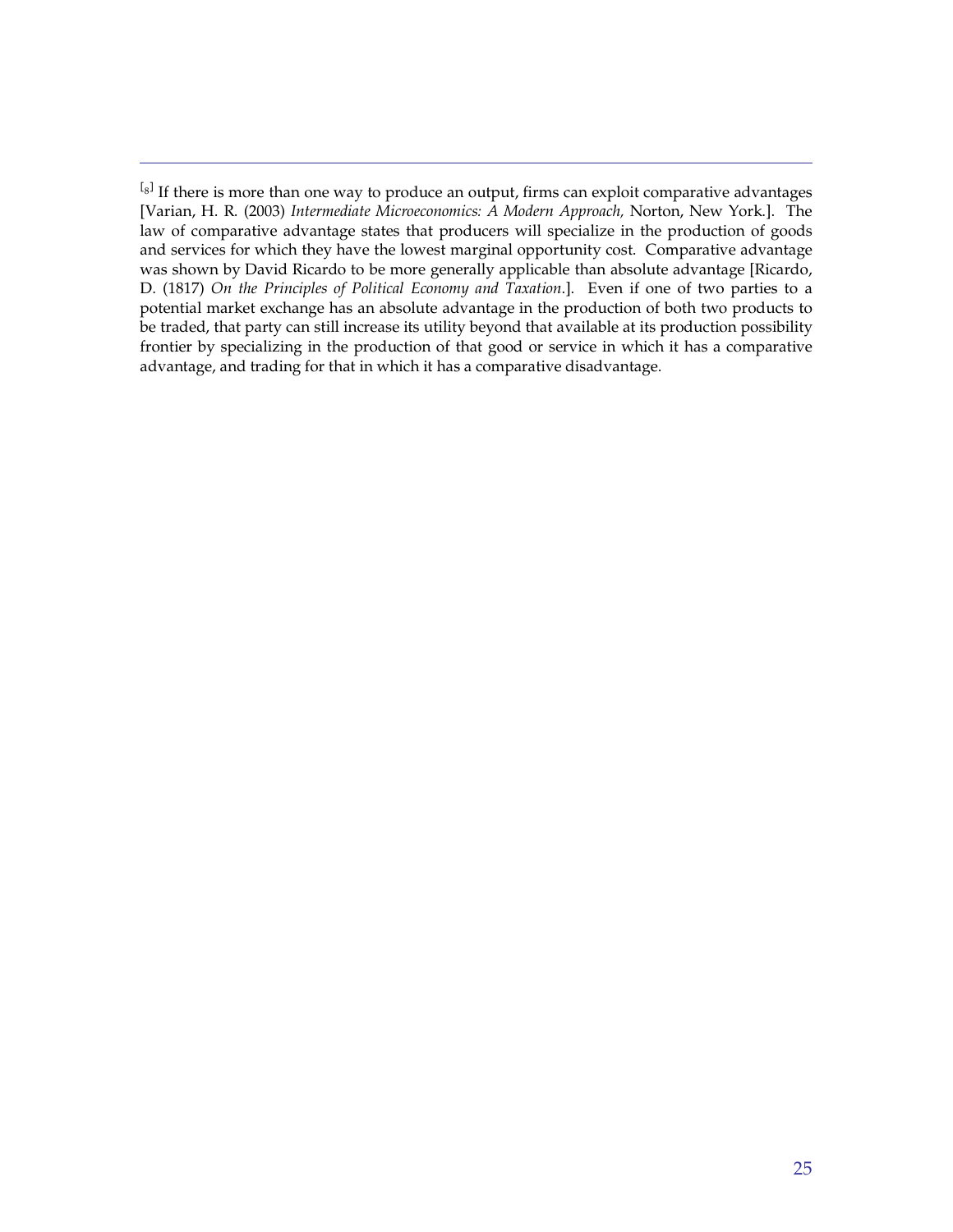[8] If there is more than one way to produce an output, firms can exploit comparative advantages [Varian, H. R. (2003) *Intermediate Microeconomics: A Modern Approach,* Norton, New York.]. The law of comparative advantage states that producers will specialize in the production of goods and services for which they have the lowest marginal opportunity cost. Comparative advantage was shown by David Ricardo to be more generally applicable than absolute advantage [Ricardo, D. (1817) *On the Principles of Political Economy and Taxation*.]. Even if one of two parties to a potential market exchange has an absolute advantage in the production of both two products to be traded, that party can still increase its utility beyond that available at its production possibility frontier by specializing in the production of that good or service in which it has a comparative advantage, and trading for that in which it has a comparative disadvantage.